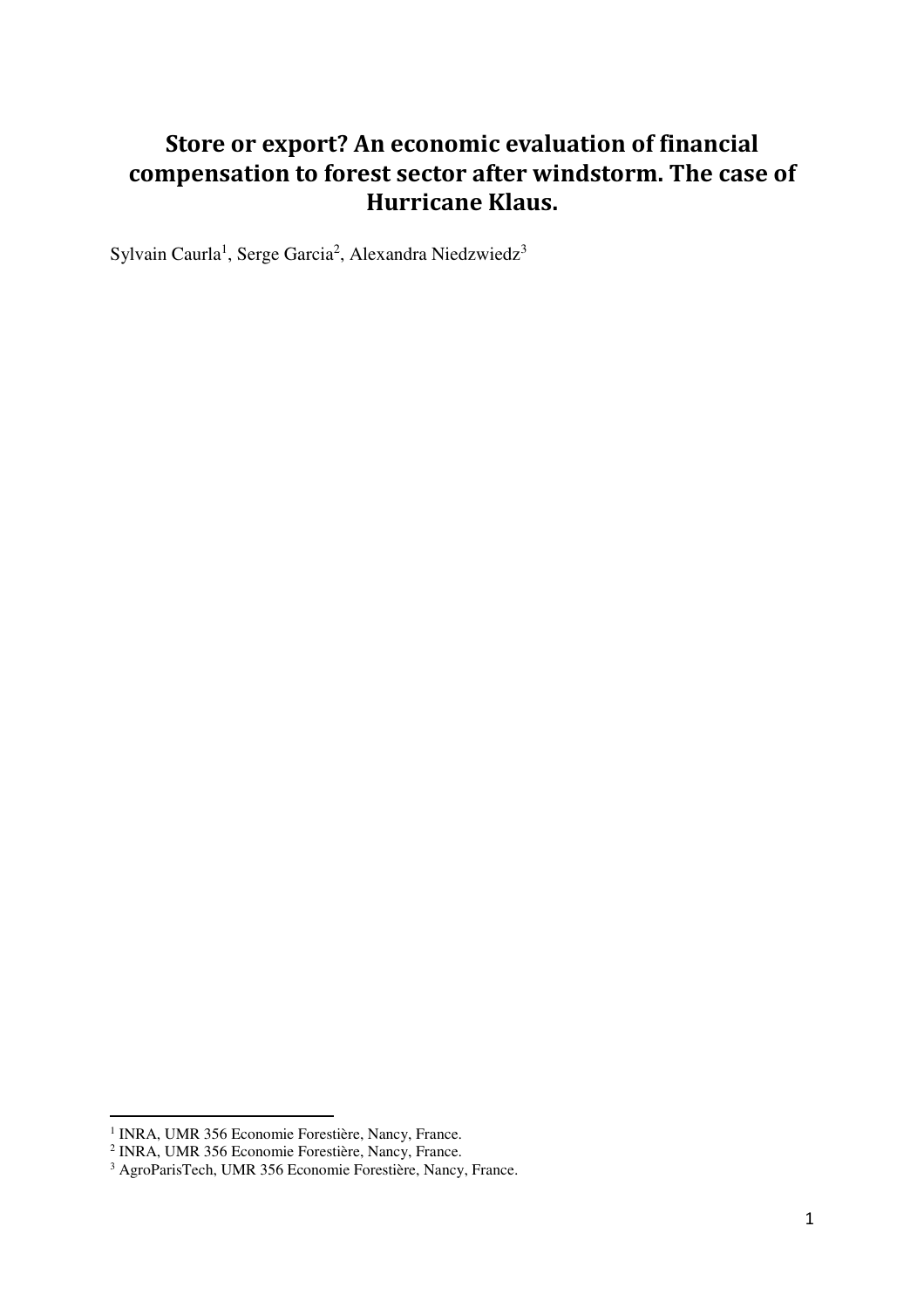# Store or export? An economic evaluation of financial compensation to forest sector after windstorm. The case of Hurricane Klaus.

Sylvain Caurla[1], Serge Garcia[2], Alexandra Niedzwiedz[3]

---

[1] INRA, UMR 356 Economie Forestière, Nancy, France.

[2] INRA, UMR 356 Economie Forestière, Nancy, France.

[3] AgroParisTech, UMR 356 Economie Forestière, Nancy, France.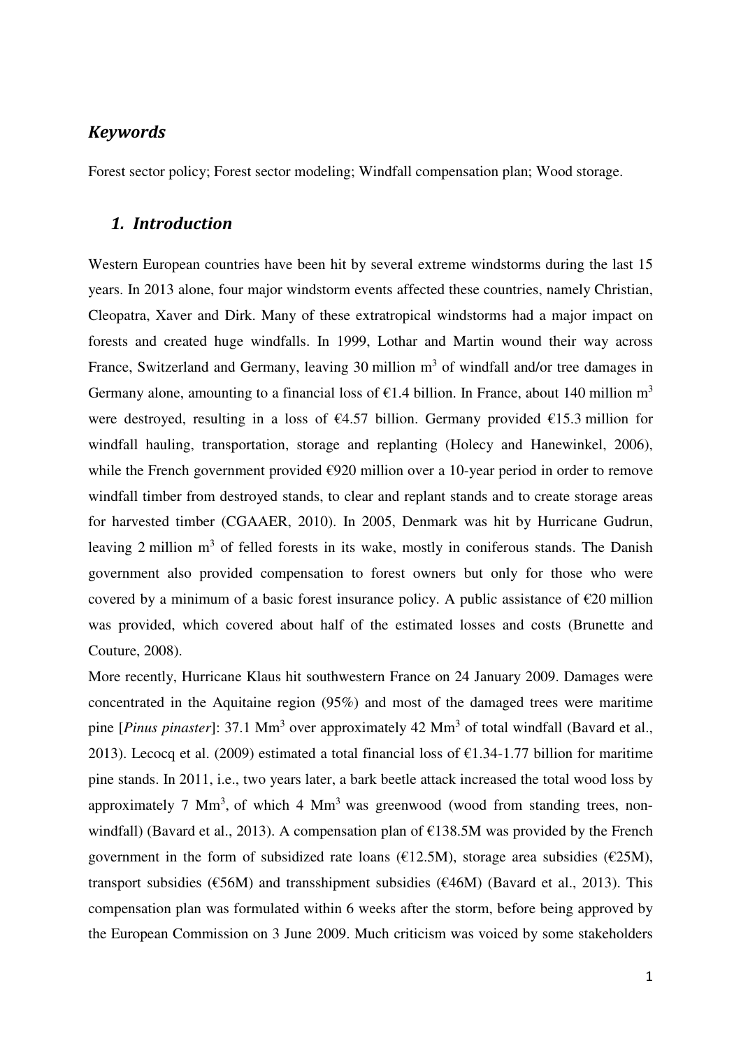## *Keywords*

Forest sector policy; Forest sector modeling; Windfall compensation plan; Wood storage.

## *1. Introduction*

Western European countries have been hit by several extreme windstorms during the last 15 years. In 2013 alone, four major windstorm events affected these countries, namely Christian, Cleopatra, Xaver and Dirk. Many of these extratropical windstorms had a major impact on forests and created huge windfalls. In 1999, Lothar and Martin wound their way across France, Switzerland and Germany, leaving 30 million $m^3$ of windfall and/or tree damages in Germany alone, amounting to a financial loss of €1.4 billion. In France, about 140 million $m^3$ were destroyed, resulting in a loss of €4.57 billion. Germany provided €15.3 million for windfall hauling, transportation, storage and replanting (Holecy and Hanewinkel, 2006), while the French government provided €920 million over a 10-year period in order to remove windfall timber from destroyed stands, to clear and replant stands and to create storage areas for harvested timber (CGAAER, 2010). In 2005, Denmark was hit by Hurricane Gudrun, leaving 2 million $m^3$ of felled forests in its wake, mostly in coniferous stands. The Danish government also provided compensation to forest owners but only for those who were covered by a minimum of a basic forest insurance policy. A public assistance of €20 million was provided, which covered about half of the estimated losses and costs (Brunette and Couture, 2008).

More recently, Hurricane Klaus hit southwestern France on 24 January 2009. Damages were concentrated in the Aquitaine region (95%) and most of the damaged trees were maritime pine [*Pinus pinaster*]: 37.1 $Mm^3$ over approximately 42 $Mm^3$ of total windfall (Bavard et al., 2013). Lecocq et al. (2009) estimated a total financial loss of €1.34-1.77 billion for maritime pine stands. In 2011, i.e., two years later, a bark beetle attack increased the total wood loss by approximately 7 $Mm^3$, of which 4 $Mm^3$ was greenwood (wood from standing trees, non-windfall) (Bavard et al., 2013). A compensation plan of €138.5M was provided by the French government in the form of subsidized rate loans (€12.5M), storage area subsidies (€25M), transport subsidies (€56M) and transshipment subsidies (€46M) (Bavard et al., 2013). This compensation plan was formulated within 6 weeks after the storm, before being approved by the European Commission on 3 June 2009. Much criticism was voiced by some stakeholders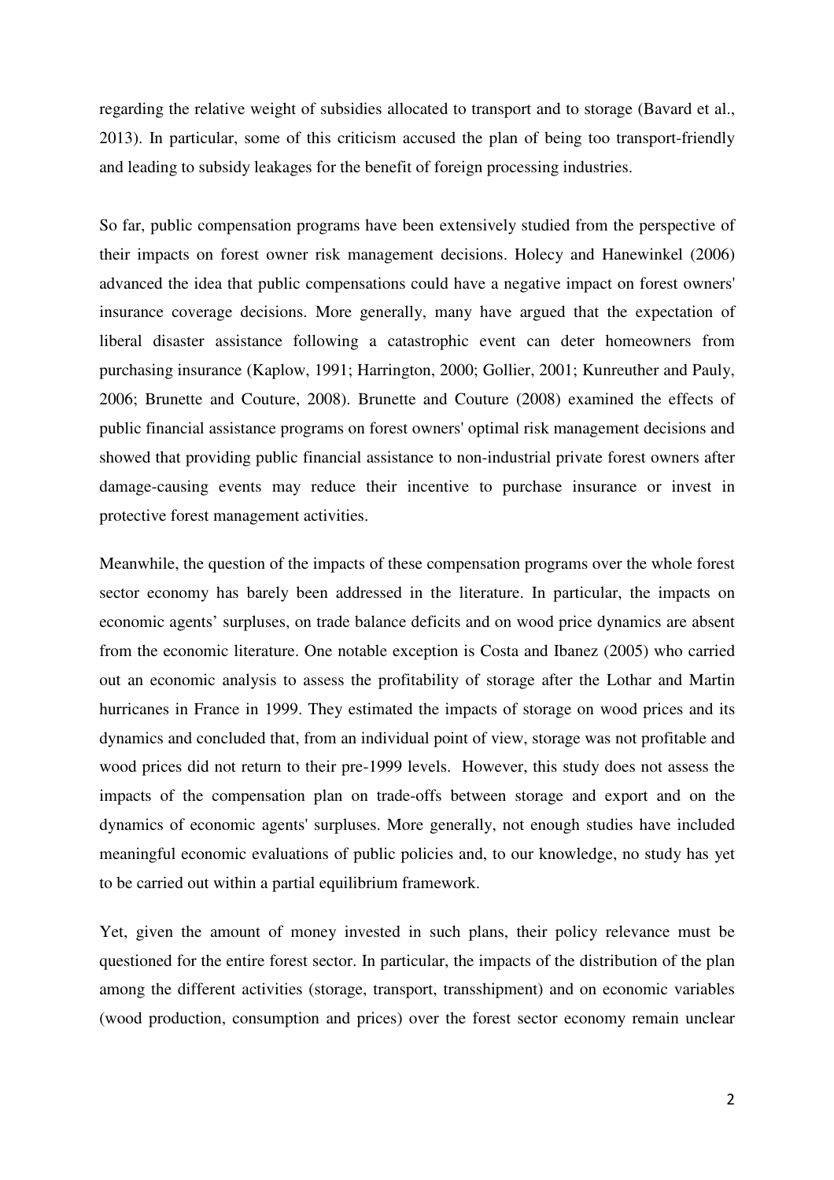regarding the relative weight of subsidies allocated to transport and to storage (Bavard et al., 2013). In particular, some of this criticism accused the plan of being too transport-friendly and leading to subsidy leakages for the benefit of foreign processing industries.

So far, public compensation programs have been extensively studied from the perspective of their impacts on forest owner risk management decisions. Holecy and Hanewinkel (2006) advanced the idea that public compensations could have a negative impact on forest owners' insurance coverage decisions. More generally, many have argued that the expectation of liberal disaster assistance following a catastrophic event can deter homeowners from purchasing insurance (Kaplow, 1991; Harrington, 2000; Gollier, 2001; Kunreuther and Pauly, 2006; Brunette and Couture, 2008). Brunette and Couture (2008) examined the effects of public financial assistance programs on forest owners' optimal risk management decisions and showed that providing public financial assistance to non-industrial private forest owners after damage-causing events may reduce their incentive to purchase insurance or invest in protective forest management activities.

Meanwhile, the question of the impacts of these compensation programs over the whole forest sector economy has barely been addressed in the literature. In particular, the impacts on economic agents' surpluses, on trade balance deficits and on wood price dynamics are absent from the economic literature. One notable exception is Costa and Ibanez (2005) who carried out an economic analysis to assess the profitability of storage after the Lothar and Martin hurricanes in France in 1999. They estimated the impacts of storage on wood prices and its dynamics and concluded that, from an individual point of view, storage was not profitable and wood prices did not return to their pre-1999 levels. However, this study does not assess the impacts of the compensation plan on trade-offs between storage and export and on the dynamics of economic agents' surpluses. More generally, not enough studies have included meaningful economic evaluations of public policies and, to our knowledge, no study has yet to be carried out within a partial equilibrium framework.

Yet, given the amount of money invested in such plans, their policy relevance must be questioned for the entire forest sector. In particular, the impacts of the distribution of the plan among the different activities (storage, transport, transshipment) and on economic variables (wood production, consumption and prices) over the forest sector economy remain unclear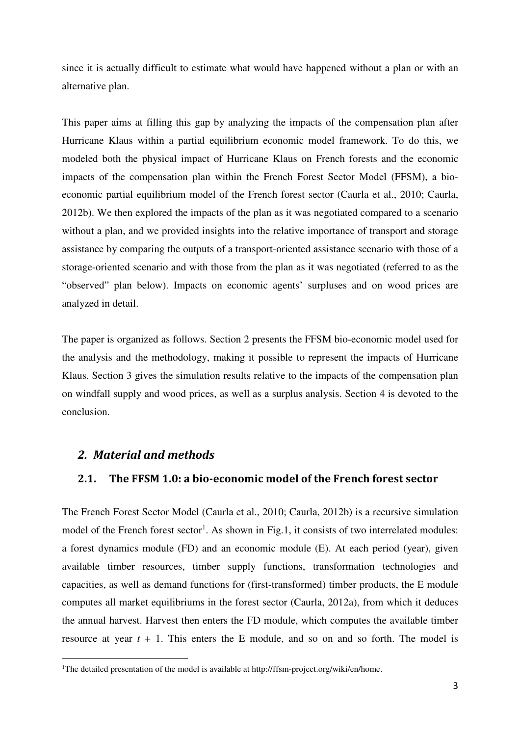since it is actually difficult to estimate what would have happened without a plan or with an alternative plan.

This paper aims at filling this gap by analyzing the impacts of the compensation plan after Hurricane Klaus within a partial equilibrium economic model framework. To do this, we modeled both the physical impact of Hurricane Klaus on French forests and the economic impacts of the compensation plan within the French Forest Sector Model (FFSM), a bio-economic partial equilibrium model of the French forest sector (Caurla et al., 2010; Caurla, 2012b). We then explored the impacts of the plan as it was negotiated compared to a scenario without a plan, and we provided insights into the relative importance of transport and storage assistance by comparing the outputs of a transport-oriented assistance scenario with those of a storage-oriented scenario and with those from the plan as it was negotiated (referred to as the "observed" plan below). Impacts on economic agents' surpluses and on wood prices are analyzed in detail.

The paper is organized as follows. Section 2 presents the FFSM bio-economic model used for the analysis and the methodology, making it possible to represent the impacts of Hurricane Klaus. Section 3 gives the simulation results relative to the impacts of the compensation plan on windfall supply and wood prices, as well as a surplus analysis. Section 4 is devoted to the conclusion.

## *2. Material and methods*

### 2.1. The FFSM 1.0: a bio-economic model of the French forest sector

The French Forest Sector Model (Caurla et al., 2010; Caurla, 2012b) is a recursive simulation model of the French forest sector[1]. As shown in Fig.1, it consists of two interrelated modules: a forest dynamics module (FD) and an economic module (E). At each period (year), given available timber resources, timber supply functions, transformation technologies and capacities, as well as demand functions for (first-transformed) timber products, the E module computes all market equilibriums in the forest sector (Caurla, 2012a), from which it deduces the annual harvest. Harvest then enters the FD module, which computes the available timber resource at year $t + 1$. This enters the E module, and so on and so forth. The model is

[1]The detailed presentation of the model is available at http://ffsm-project.org/wiki/en/home.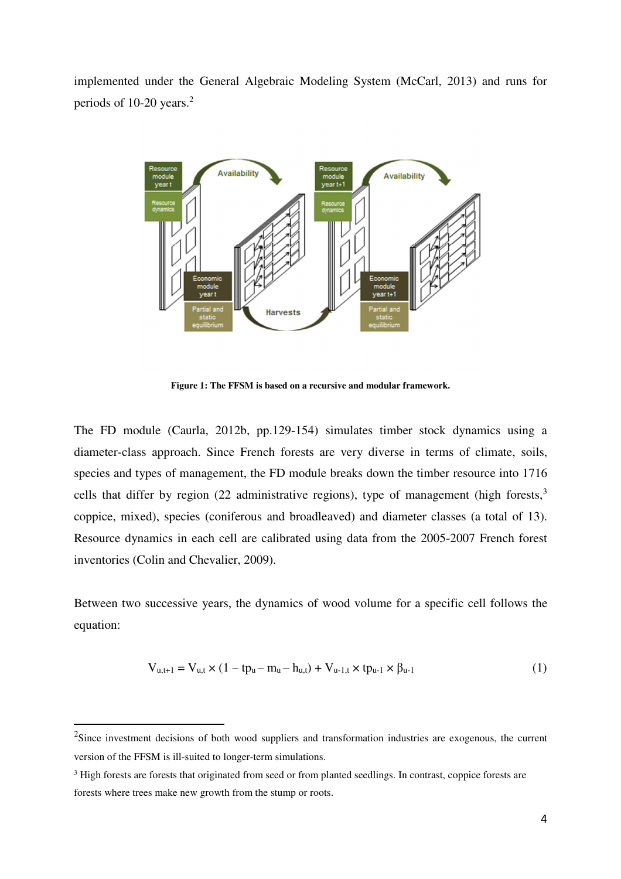implemented under the General Algebraic Modeling System (McCarl, 2013) and runs for periods of 10-20 years.[2]

Figure 1: The FFSM is based on a recursive and modular framework.

The FD module (Caurla, 2012b, pp.129-154) simulates timber stock dynamics using a diameter-class approach. Since French forests are very diverse in terms of climate, soils, species and types of management, the FD module breaks down the timber resource into 1716 cells that differ by region (22 administrative regions), type of management (high forests,[3] coppice, mixed), species (coniferous and broadleaved) and diameter classes (a total of 13). Resource dynamics in each cell are calibrated using data from the 2005-2007 French forest inventories (Colin and Chevalier, 2009).

Between two successive years, the dynamics of wood volume for a specific cell follows the equation:

$$V_{u,t+1} = V_{u,t} \times (1 - tp_u - m_u - h_{u,t}) + V_{u-1,t} \times tp_{u-1} \times \beta_{u-1} \quad (1)$$

---

[2] Since investment decisions of both wood suppliers and transformation industries are exogenous, the current version of the FFSM is ill-suited to longer-term simulations.

[3] High forests are forests that originated from seed or from planted seedlings. In contrast, coppice forests are forests where trees make new growth from the stump or roots.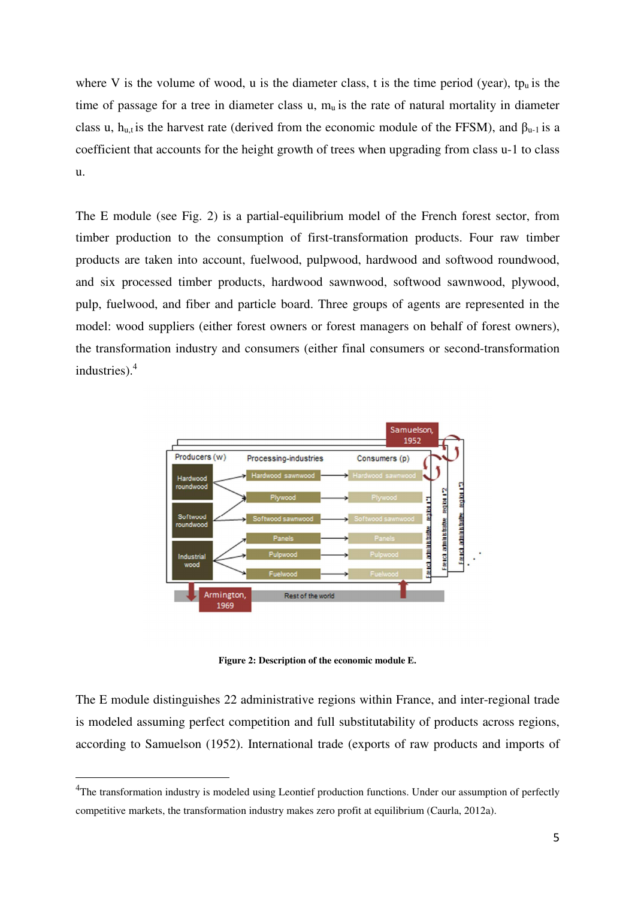where V is the volume of wood, u is the diameter class, t is the time period (year), $tp_u$ is the time of passage for a tree in diameter class u, $m_u$ is the rate of natural mortality in diameter class u, $h_{u,t}$ is the harvest rate (derived from the economic module of the FFSM), and $\beta_{u-1}$ is a coefficient that accounts for the height growth of trees when upgrading from class u-1 to class u.

The E module (see Fig. 2) is a partial-equilibrium model of the French forest sector, from timber production to the consumption of first-transformation products. Four raw timber products are taken into account, fuelwood, pulpwood, hardwood and softwood roundwood, and six processed timber products, hardwood sawnwood, softwood sawnwood, plywood, pulp, fuelwood, and fiber and particle board. Three groups of agents are represented in the model: wood suppliers (either forest owners or forest managers on behalf of forest owners), the transformation industry and consumers (either final consumers or second-transformation industries).[4]

**Figure 2: Description of the economic module E.**

The E module distinguishes 22 administrative regions within France, and inter-regional trade is modeled assuming perfect competition and full substitutability of products across regions, according to Samuelson (1952). International trade (exports of raw products and imports of

[4]The transformation industry is modeled using Leontief production functions. Under our assumption of perfectly competitive markets, the transformation industry makes zero profit at equilibrium (Caurla, 2012a).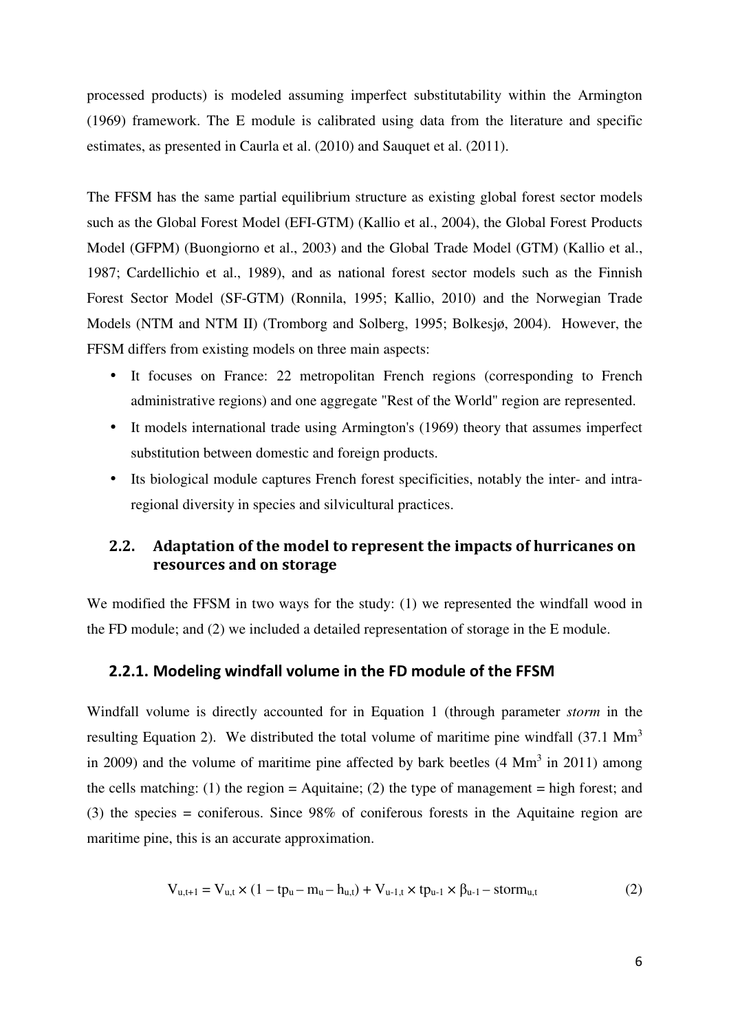processed products) is modeled assuming imperfect substitutability within the Armington (1969) framework. The E module is calibrated using data from the literature and specific estimates, as presented in Caurla et al. (2010) and Sauquet et al. (2011).

The FFSM has the same partial equilibrium structure as existing global forest sector models such as the Global Forest Model (EFI-GTM) (Kallio et al., 2004), the Global Forest Products Model (GFPM) (Buongiorno et al., 2003) and the Global Trade Model (GTM) (Kallio et al., 1987; Cardellichio et al., 1989), and as national forest sector models such as the Finnish Forest Sector Model (SF-GTM) (Ronnila, 1995; Kallio, 2010) and the Norwegian Trade Models (NTM and NTM II) (Tromborg and Solberg, 1995; Bolkesjø, 2004). However, the FFSM differs from existing models on three main aspects:

- It focuses on France: 22 metropolitan French regions (corresponding to French administrative regions) and one aggregate "Rest of the World" region are represented.
- It models international trade using Armington's (1969) theory that assumes imperfect substitution between domestic and foreign products.
- Its biological module captures French forest specificities, notably the inter- and intra-regional diversity in species and silvicultural practices.

## 2.2. Adaptation of the model to represent the impacts of hurricanes on resources and on storage

We modified the FFSM in two ways for the study: (1) we represented the windfall wood in the FD module; and (2) we included a detailed representation of storage in the E module.

### 2.2.1. Modeling windfall volume in the FD module of the FFSM

Windfall volume is directly accounted for in Equation 1 (through parameter *storm* in the resulting Equation 2). We distributed the total volume of maritime pine windfall (37.1 $Mm^3$ in 2009) and the volume of maritime pine affected by bark beetles (4 $Mm^3$ in 2011) among the cells matching: (1) the region = Aquitaine; (2) the type of management = high forest; and (3) the species = coniferous. Since 98% of coniferous forests in the Aquitaine region are maritime pine, this is an accurate approximation.

$$V_{u,t+1} = V_{u,t} \times (1 - tp_u - m_u - h_{u,t}) + V_{u-1,t} \times tp_{u-1} \times \beta_{u-1} - storm_{u,t} \tag{2}$$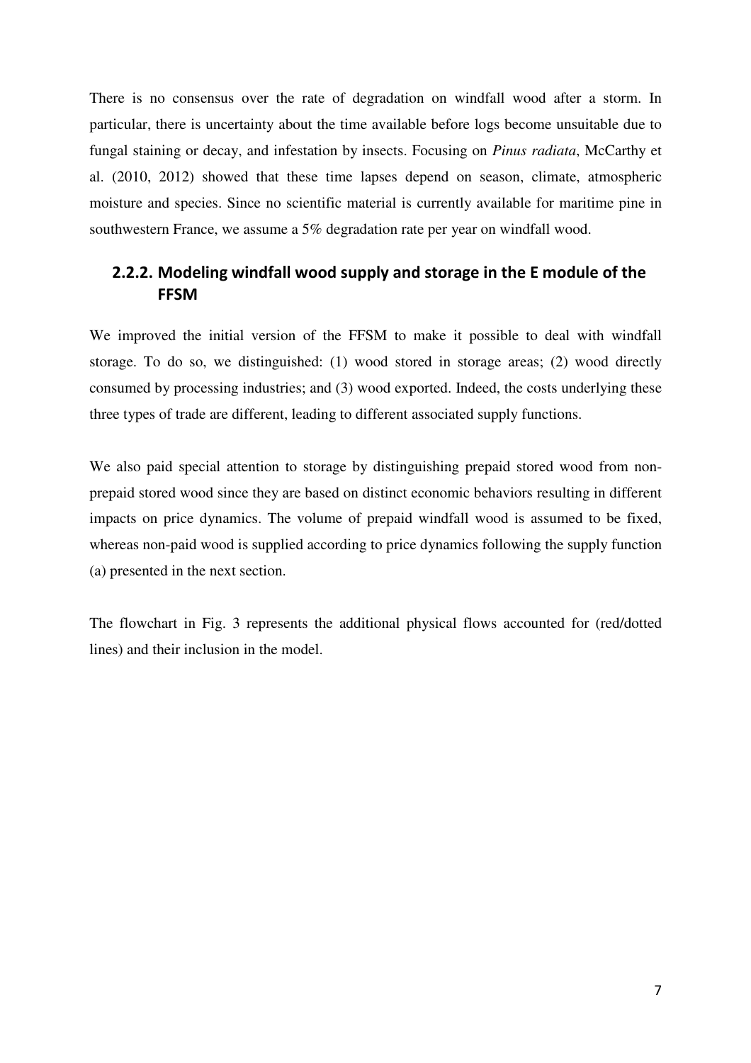There is no consensus over the rate of degradation on windfall wood after a storm. In particular, there is uncertainty about the time available before logs become unsuitable due to fungal staining or decay, and infestation by insects. Focusing on *Pinus radiata*, McCarthy et al. (2010, 2012) showed that these time lapses depend on season, climate, atmospheric moisture and species. Since no scientific material is currently available for maritime pine in southwestern France, we assume a 5% degradation rate per year on windfall wood.

### 2.2.2. Modeling windfall wood supply and storage in the E module of the FFSM

We improved the initial version of the FFSM to make it possible to deal with windfall storage. To do so, we distinguished: (1) wood stored in storage areas; (2) wood directly consumed by processing industries; and (3) wood exported. Indeed, the costs underlying these three types of trade are different, leading to different associated supply functions.

We also paid special attention to storage by distinguishing prepaid stored wood from non-prepaid stored wood since they are based on distinct economic behaviors resulting in different impacts on price dynamics. The volume of prepaid windfall wood is assumed to be fixed, whereas non-paid wood is supplied according to price dynamics following the supply function (a) presented in the next section.

The flowchart in Fig. 3 represents the additional physical flows accounted for (red/dotted lines) and their inclusion in the model.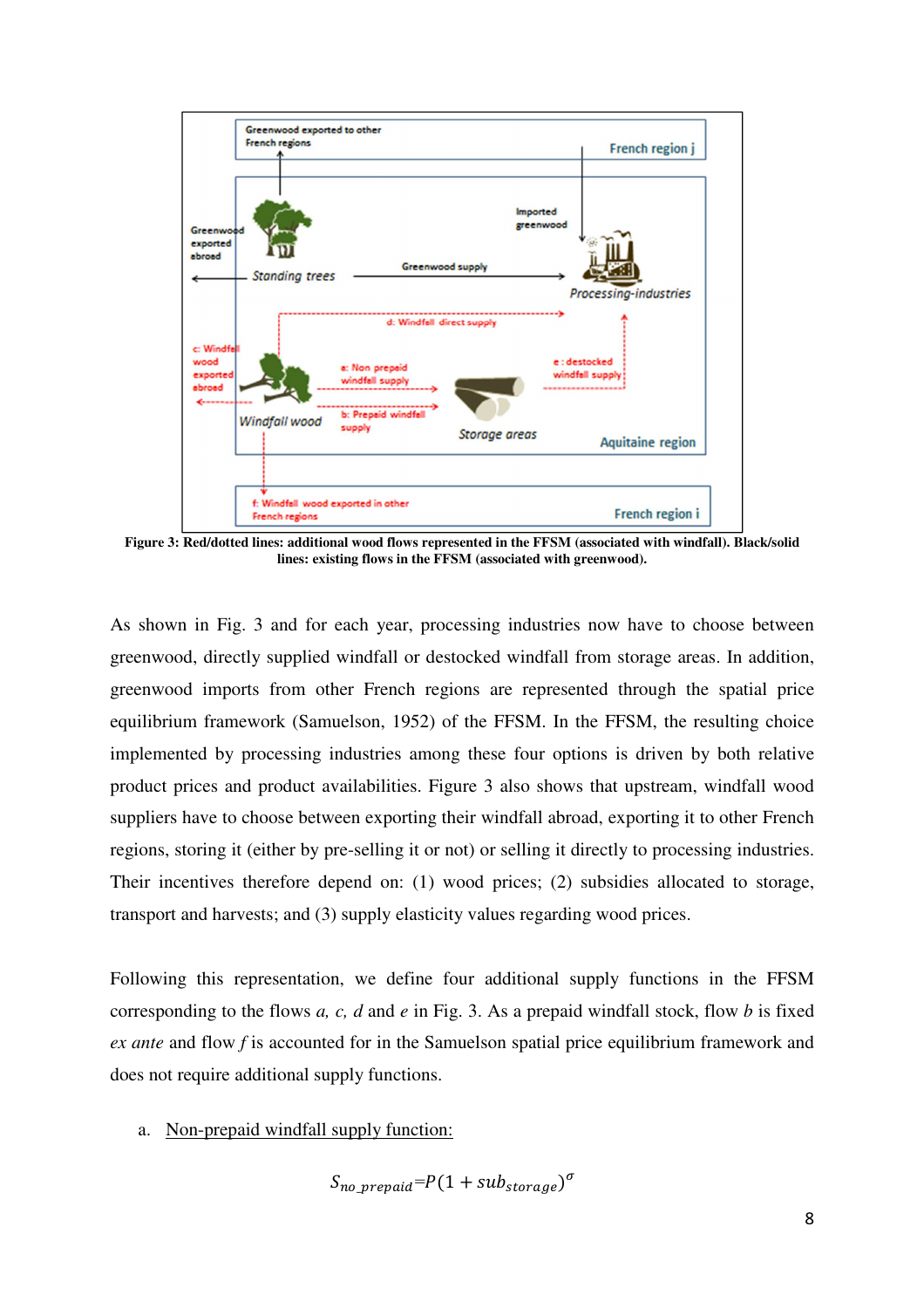Figure 3: Red/dotted lines: additional wood flows represented in the FFSM (associated with windfall). Black/solid lines: existing flows in the FFSM (associated with greenwood).

As shown in Fig. 3 and for each year, processing industries now have to choose between greenwood, directly supplied windfall or destocked windfall from storage areas. In addition, greenwood imports from other French regions are represented through the spatial price equilibrium framework (Samuelson, 1952) of the FFSM. In the FFSM, the resulting choice implemented by processing industries among these four options is driven by both relative product prices and product availabilities. Figure 3 also shows that upstream, windfall wood suppliers have to choose between exporting their windfall abroad, exporting it to other French regions, storing it (either by pre-selling it or not) or selling it directly to processing industries. Their incentives therefore depend on: (1) wood prices; (2) subsidies allocated to storage, transport and harvests; and (3) supply elasticity values regarding wood prices.

Following this representation, we define four additional supply functions in the FFSM corresponding to the flows *a, c, d* and *e* in Fig. 3. As a prepaid windfall stock, flow *b* is fixed *ex ante* and flow *f* is accounted for in the Samuelson spatial price equilibrium framework and does not require additional supply functions.

a. Non-prepaid windfall supply function:

$$S_{no\_prepaid} = P(1 + sub_{storage})^{\sigma}$$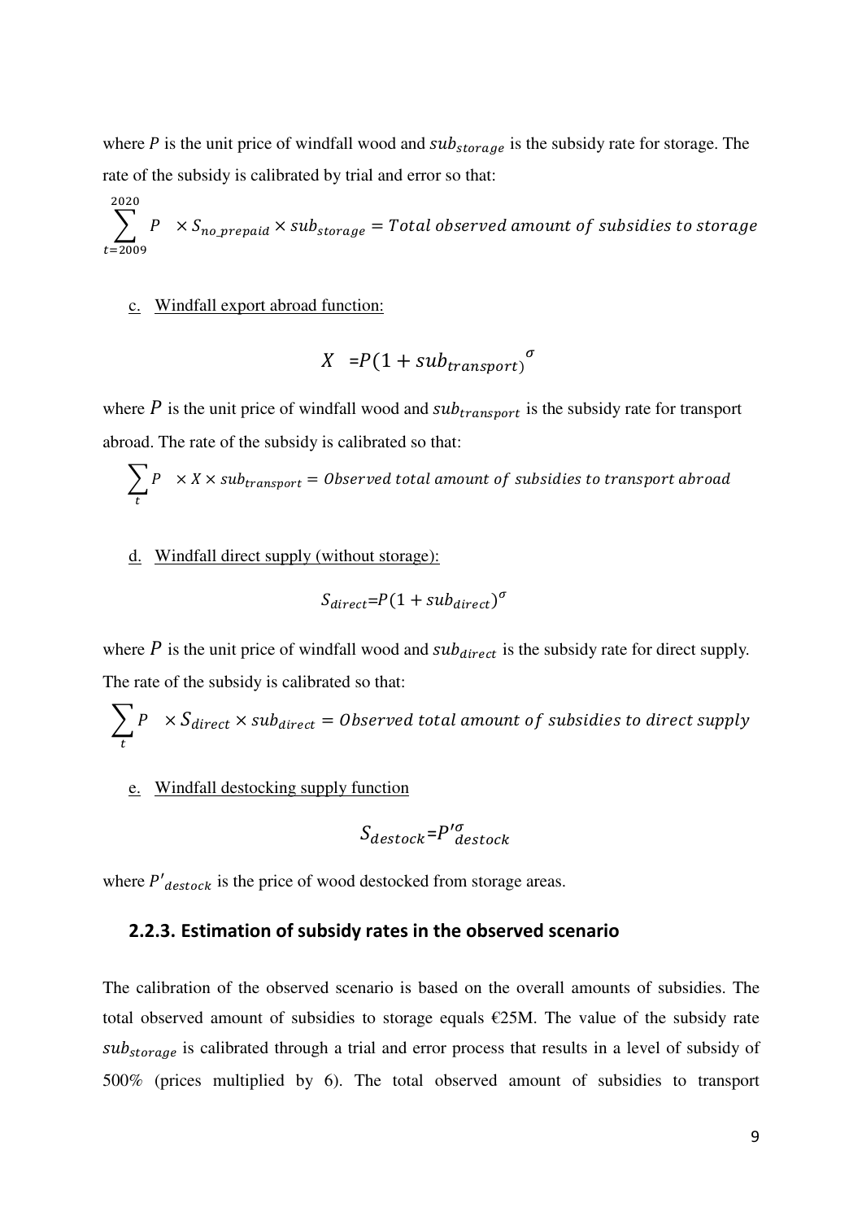where $P$ is the unit price of windfall wood and $sub_{storage}$ is the subsidy rate for storage. The rate of the subsidy is calibrated by trial and error so that:

$$\sum_{t=2009}^{2020} P \quad \times S_{no\_prepaid} \times sub_{storage} = Total\ observed\ amount\ of\ subsidies\ to\ storage$$

c. Windfall export abroad function:

$$X \quad = P(1 + sub_{transport})^{\sigma}$$

where $P$ is the unit price of windfall wood and $sub_{transport}$ is the subsidy rate for transport abroad. The rate of the subsidy is calibrated so that:

$$\sum_{t} P \quad \times X \times sub_{transport} = Observed\ total\ amount\ of\ subsidies\ to\ transport\ abroad$$

d. Windfall direct supply (without storage):

$$S_{direct} = P(1 + sub_{direct})^{\sigma}$$

where $P$ is the unit price of windfall wood and $sub_{direct}$ is the subsidy rate for direct supply. The rate of the subsidy is calibrated so that:

$$\sum_{t} P \quad \times S_{direct} \times sub_{direct} = Observed\ total\ amount\ of\ subsidies\ to\ direct\ supply$$

e. Windfall destocking supply function

$$S_{destock} = P'^{\sigma}_{destock}$$

where $P'_{destock}$ is the price of wood destocked from storage areas.

### 2.2.3. Estimation of subsidy rates in the observed scenario

The calibration of the observed scenario is based on the overall amounts of subsidies. The total observed amount of subsidies to storage equals €25M. The value of the subsidy rate $sub_{storage}$ is calibrated through a trial and error process that results in a level of subsidy of 500% (prices multiplied by 6). The total observed amount of subsidies to transport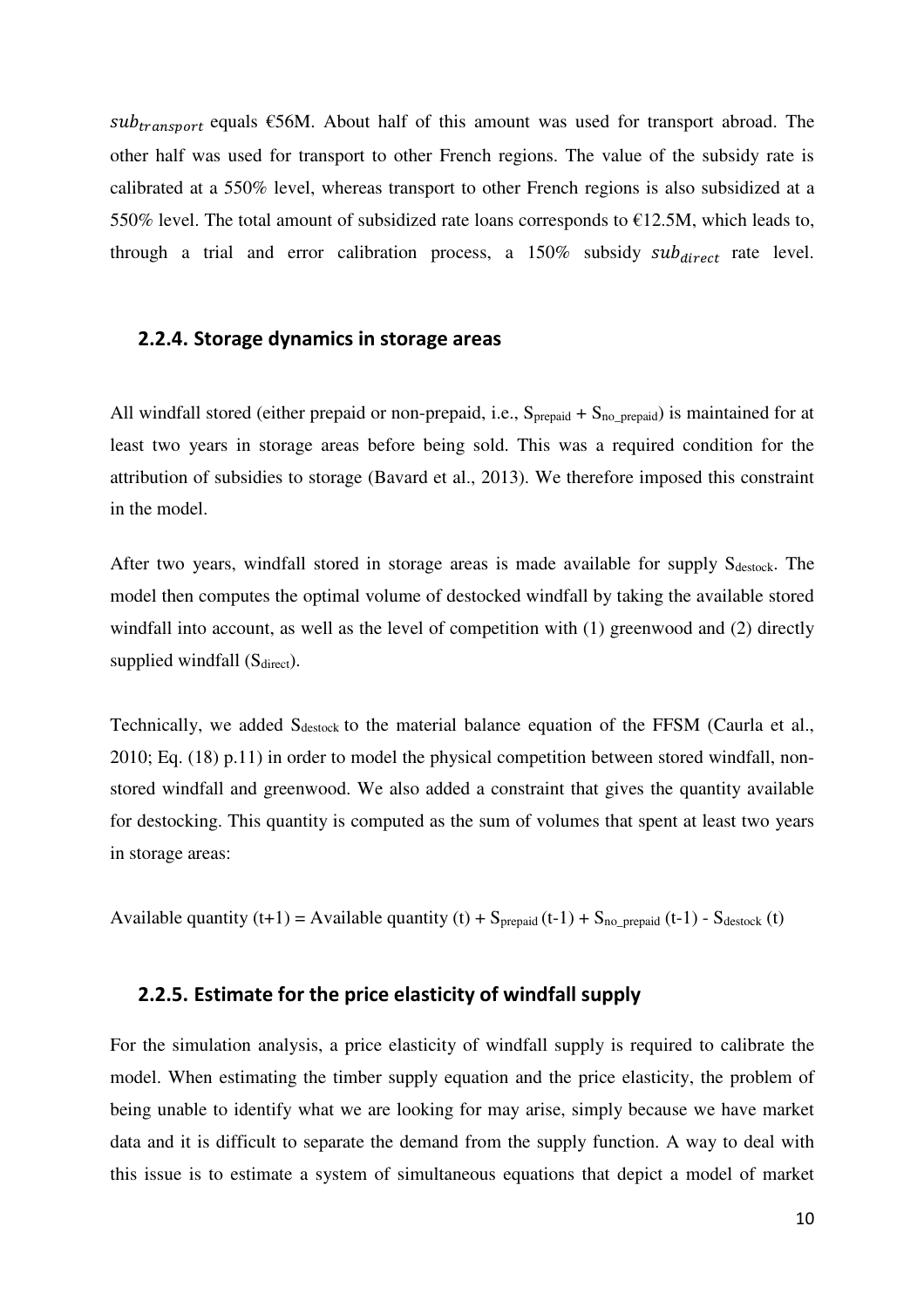$sub_{transport}$ equals €56M. About half of this amount was used for transport abroad. The other half was used for transport to other French regions. The value of the subsidy rate is calibrated at a 550% level, whereas transport to other French regions is also subsidized at a 550% level. The total amount of subsidized rate loans corresponds to €12.5M, which leads to, through a trial and error calibration process, a 150% subsidy $sub_{direct}$ rate level.

### 2.2.4. Storage dynamics in storage areas

All windfall stored (either prepaid or non-prepaid, i.e., $S_{prepaid} + S_{no\_prepaid}$) is maintained for at least two years in storage areas before being sold. This was a required condition for the attribution of subsidies to storage (Bavard et al., 2013). We therefore imposed this constraint in the model.

After two years, windfall stored in storage areas is made available for supply $S_{destock}$. The model then computes the optimal volume of destocked windfall by taking the available stored windfall into account, as well as the level of competition with (1) greenwood and (2) directly supplied windfall ($S_{direct}$).

Technically, we added $S_{destock}$ to the material balance equation of the FFSM (Caurla et al., 2010; Eq. (18) p.11) in order to model the physical competition between stored windfall, non-stored windfall and greenwood. We also added a constraint that gives the quantity available for destocking. This quantity is computed as the sum of volumes that spent at least two years in storage areas:

$$\text{Available quantity } (t+1) = \text{Available quantity } (t) + S_{prepaid}(t-1) + S_{no\_prepaid}(t-1) - S_{destock}(t)$$

### 2.2.5. Estimate for the price elasticity of windfall supply

For the simulation analysis, a price elasticity of windfall supply is required to calibrate the model. When estimating the timber supply equation and the price elasticity, the problem of being unable to identify what we are looking for may arise, simply because we have market data and it is difficult to separate the demand from the supply function. A way to deal with this issue is to estimate a system of simultaneous equations that depict a model of market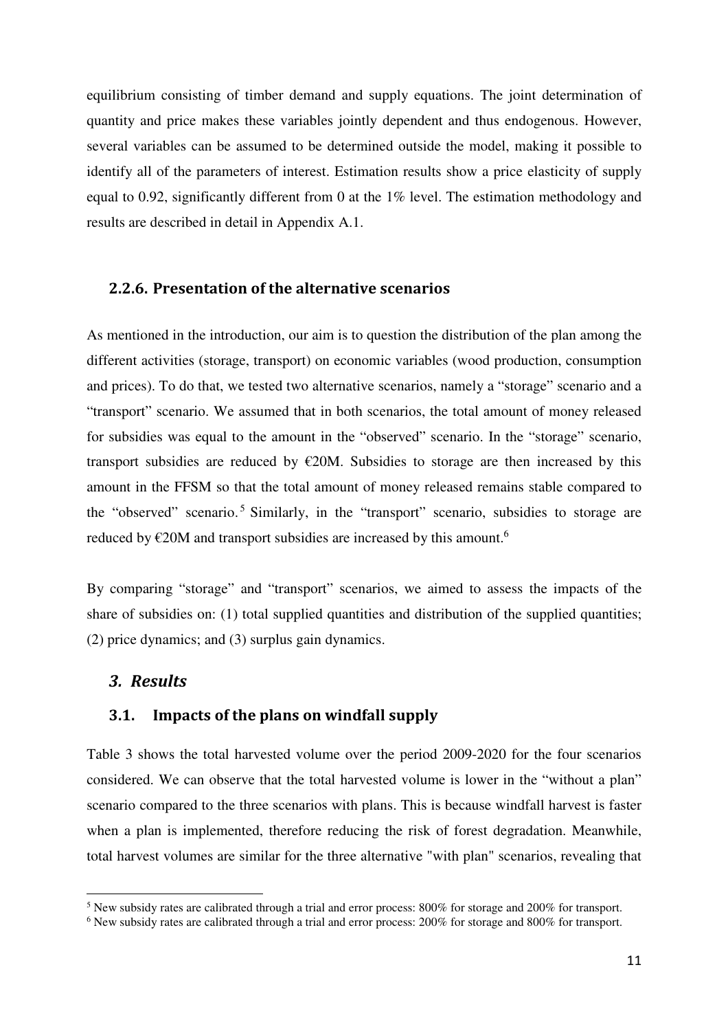equilibrium consisting of timber demand and supply equations. The joint determination of quantity and price makes these variables jointly dependent and thus endogenous. However, several variables can be assumed to be determined outside the model, making it possible to identify all of the parameters of interest. Estimation results show a price elasticity of supply equal to 0.92, significantly different from 0 at the 1% level. The estimation methodology and results are described in detail in Appendix A.1.

### 2.2.6. Presentation of the alternative scenarios

As mentioned in the introduction, our aim is to question the distribution of the plan among the different activities (storage, transport) on economic variables (wood production, consumption and prices). To do that, we tested two alternative scenarios, namely a "storage" scenario and a "transport" scenario. We assumed that in both scenarios, the total amount of money released for subsidies was equal to the amount in the "observed" scenario. In the "storage" scenario, transport subsidies are reduced by €20M. Subsidies to storage are then increased by this amount in the FFSM so that the total amount of money released remains stable compared to the "observed" scenario.[5] Similarly, in the "transport" scenario, subsidies to storage are reduced by €20M and transport subsidies are increased by this amount.[6]

By comparing "storage" and "transport" scenarios, we aimed to assess the impacts of the share of subsidies on: (1) total supplied quantities and distribution of the supplied quantities; (2) price dynamics; and (3) surplus gain dynamics.

## *3. Results*

### 3.1. Impacts of the plans on windfall supply

Table 3 shows the total harvested volume over the period 2009-2020 for the four scenarios considered. We can observe that the total harvested volume is lower in the "without a plan" scenario compared to the three scenarios with plans. This is because windfall harvest is faster when a plan is implemented, therefore reducing the risk of forest degradation. Meanwhile, total harvest volumes are similar for the three alternative "with plan" scenarios, revealing that

[5] New subsidy rates are calibrated through a trial and error process: 800% for storage and 200% for transport.

[6] New subsidy rates are calibrated through a trial and error process: 200% for storage and 800% for transport.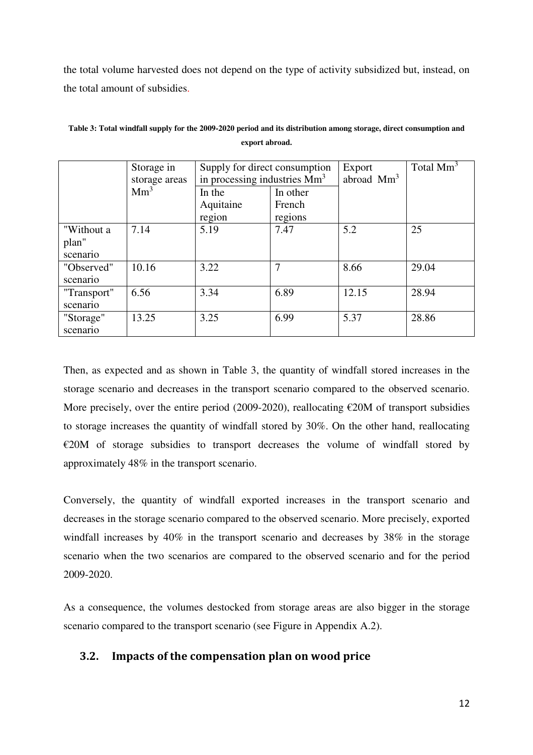the total volume harvested does not depend on the type of activity subsidized but, instead, on the total amount of subsidies.

**Table 3: Total windfall supply for the 2009-2020 period and its distribution among storage, direct consumption and export abroad.**

| | Storage in storage areas $Mm^3$ | Supply for direct consumption in processing industries $Mm^3$ | | Export abroad $Mm^3$ | Total $Mm^3$ |
|---|---|---|---|---|---|
| | | In the Aquitaine region | In other French regions | | |
| "Without a plan" scenario | 7.14 | 5.19 | 7.47 | 5.2 | 25 |
| "Observed" scenario | 10.16 | 3.22 | 7 | 8.66 | 29.04 |
| "Transport" scenario | 6.56 | 3.34 | 6.89 | 12.15 | 28.94 |
| "Storage" scenario | 13.25 | 3.25 | 6.99 | 5.37 | 28.86 |

Then, as expected and as shown in Table 3, the quantity of windfall stored increases in the storage scenario and decreases in the transport scenario compared to the observed scenario. More precisely, over the entire period (2009-2020), reallocating €20M of transport subsidies to storage increases the quantity of windfall stored by 30%. On the other hand, reallocating €20M of storage subsidies to transport decreases the volume of windfall stored by approximately 48% in the transport scenario.

Conversely, the quantity of windfall exported increases in the transport scenario and decreases in the storage scenario compared to the observed scenario. More precisely, exported windfall increases by 40% in the transport scenario and decreases by 38% in the storage scenario when the two scenarios are compared to the observed scenario and for the period 2009-2020.

As a consequence, the volumes destocked from storage areas are also bigger in the storage scenario compared to the transport scenario (see Figure in Appendix A.2).

## 3.2. Impacts of the compensation plan on wood price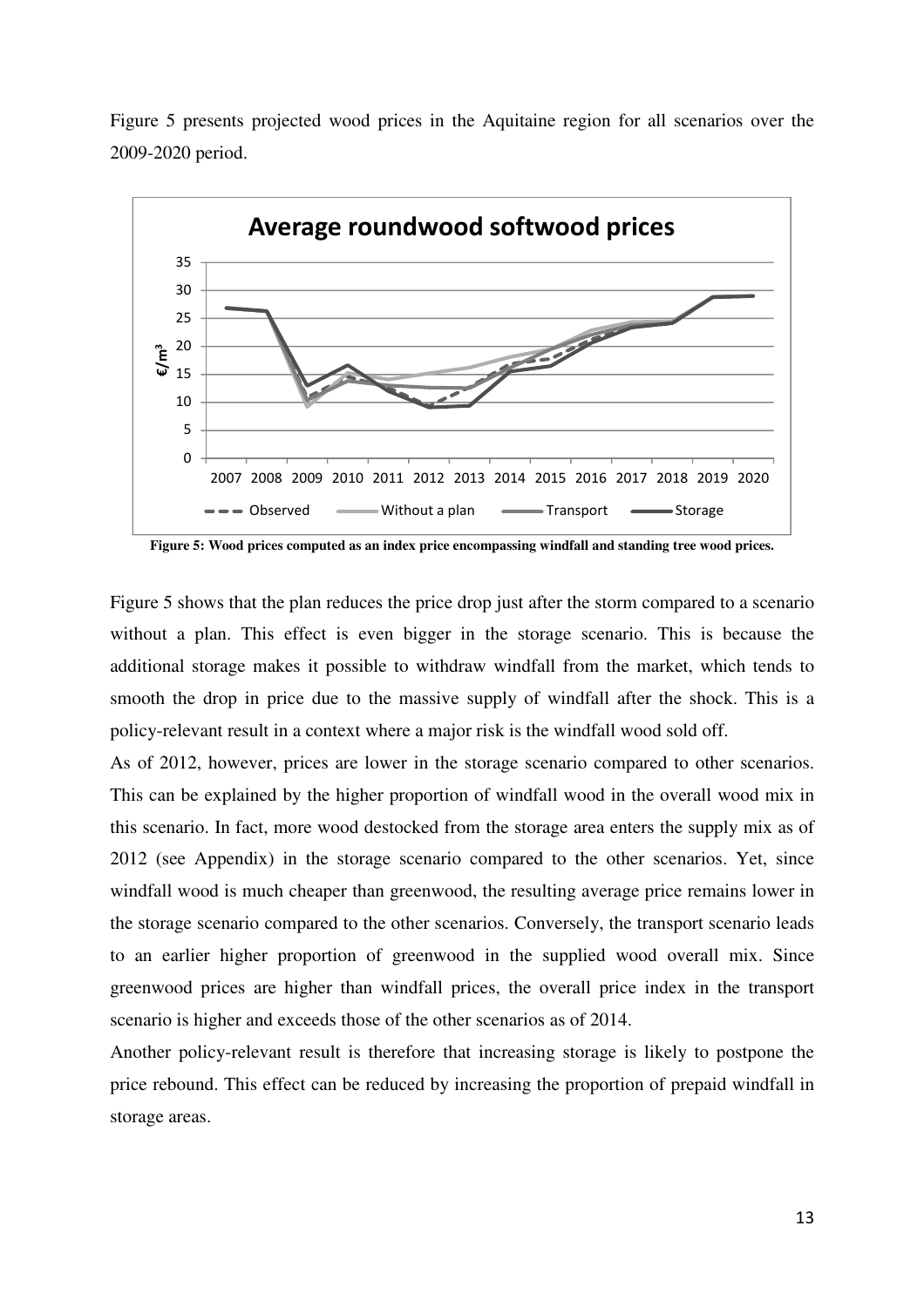Figure 5 presents projected wood prices in the Aquitaine region for all scenarios over the 2009-2020 period.

**Figure 5: Wood prices computed as an index price encompassing windfall and standing tree wood prices.**

Figure 5 shows that the plan reduces the price drop just after the storm compared to a scenario without a plan. This effect is even bigger in the storage scenario. This is because the additional storage makes it possible to withdraw windfall from the market, which tends to smooth the drop in price due to the massive supply of windfall after the shock. This is a policy-relevant result in a context where a major risk is the windfall wood sold off.

As of 2012, however, prices are lower in the storage scenario compared to other scenarios. This can be explained by the higher proportion of windfall wood in the overall wood mix in this scenario. In fact, more wood destocked from the storage area enters the supply mix as of 2012 (see Appendix) in the storage scenario compared to the other scenarios. Yet, since windfall wood is much cheaper than greenwood, the resulting average price remains lower in the storage scenario compared to the other scenarios. Conversely, the transport scenario leads to an earlier higher proportion of greenwood in the supplied wood overall mix. Since greenwood prices are higher than windfall prices, the overall price index in the transport scenario is higher and exceeds those of the other scenarios as of 2014.

Another policy-relevant result is therefore that increasing storage is likely to postpone the price rebound. This effect can be reduced by increasing the proportion of prepaid windfall in storage areas.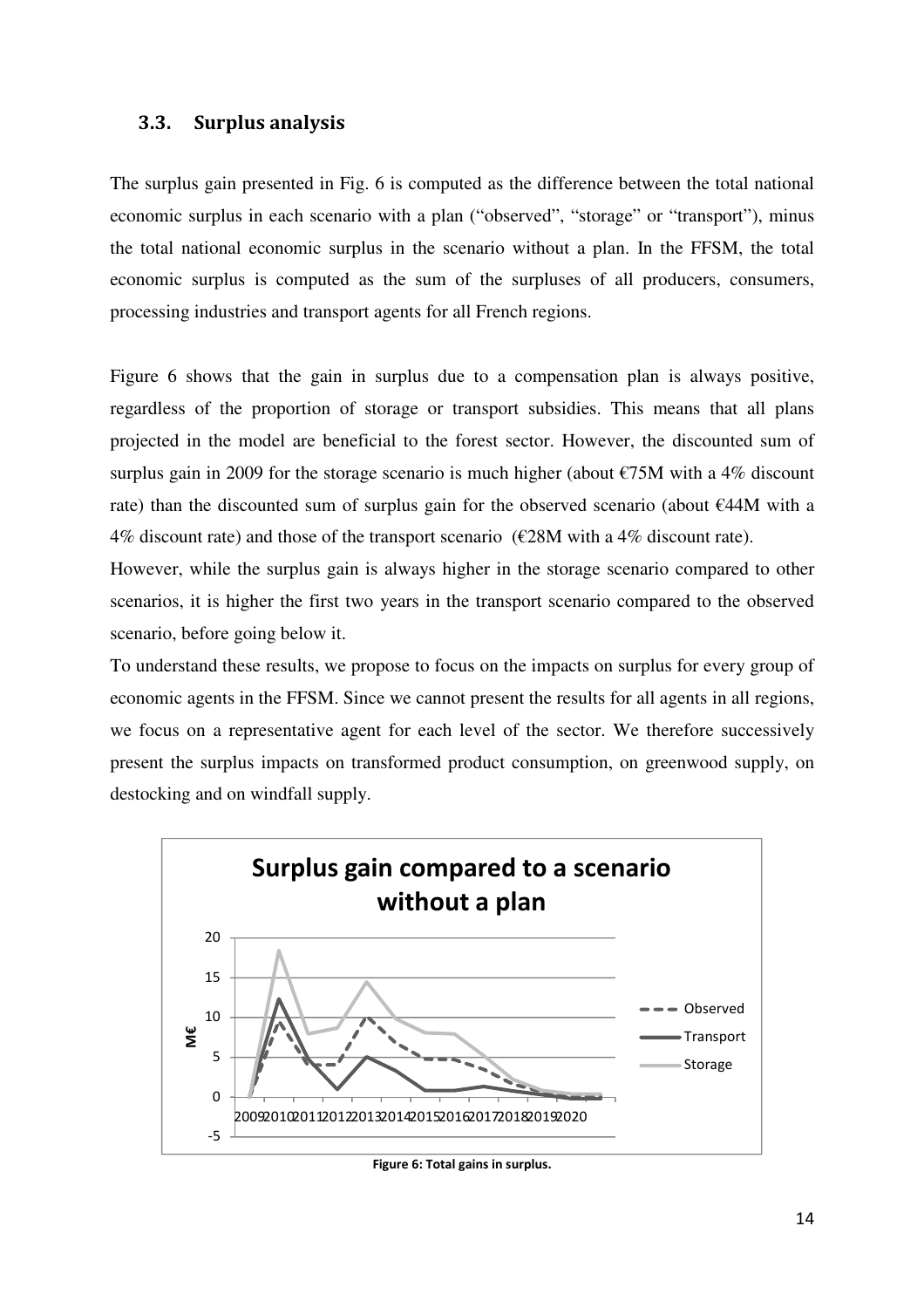### 3.3. Surplus analysis

The surplus gain presented in Fig. 6 is computed as the difference between the total national economic surplus in each scenario with a plan ("observed", "storage" or "transport"), minus the total national economic surplus in the scenario without a plan. In the FFSM, the total economic surplus is computed as the sum of the surpluses of all producers, consumers, processing industries and transport agents for all French regions.

Figure 6 shows that the gain in surplus due to a compensation plan is always positive, regardless of the proportion of storage or transport subsidies. This means that all plans projected in the model are beneficial to the forest sector. However, the discounted sum of surplus gain in 2009 for the storage scenario is much higher (about €75M with a 4% discount rate) than the discounted sum of surplus gain for the observed scenario (about €44M with a 4% discount rate) and those of the transport scenario (€28M with a 4% discount rate).

However, while the surplus gain is always higher in the storage scenario compared to other scenarios, it is higher the first two years in the transport scenario compared to the observed scenario, before going below it.

To understand these results, we propose to focus on the impacts on surplus for every group of economic agents in the FFSM. Since we cannot present the results for all agents in all regions, we focus on a representative agent for each level of the sector. We therefore successively present the surplus impacts on transformed product consumption, on greenwood supply, on destocking and on windfall supply.

**Surplus gain compared to a scenario without a plan**

Figure 6: Total gains in surplus.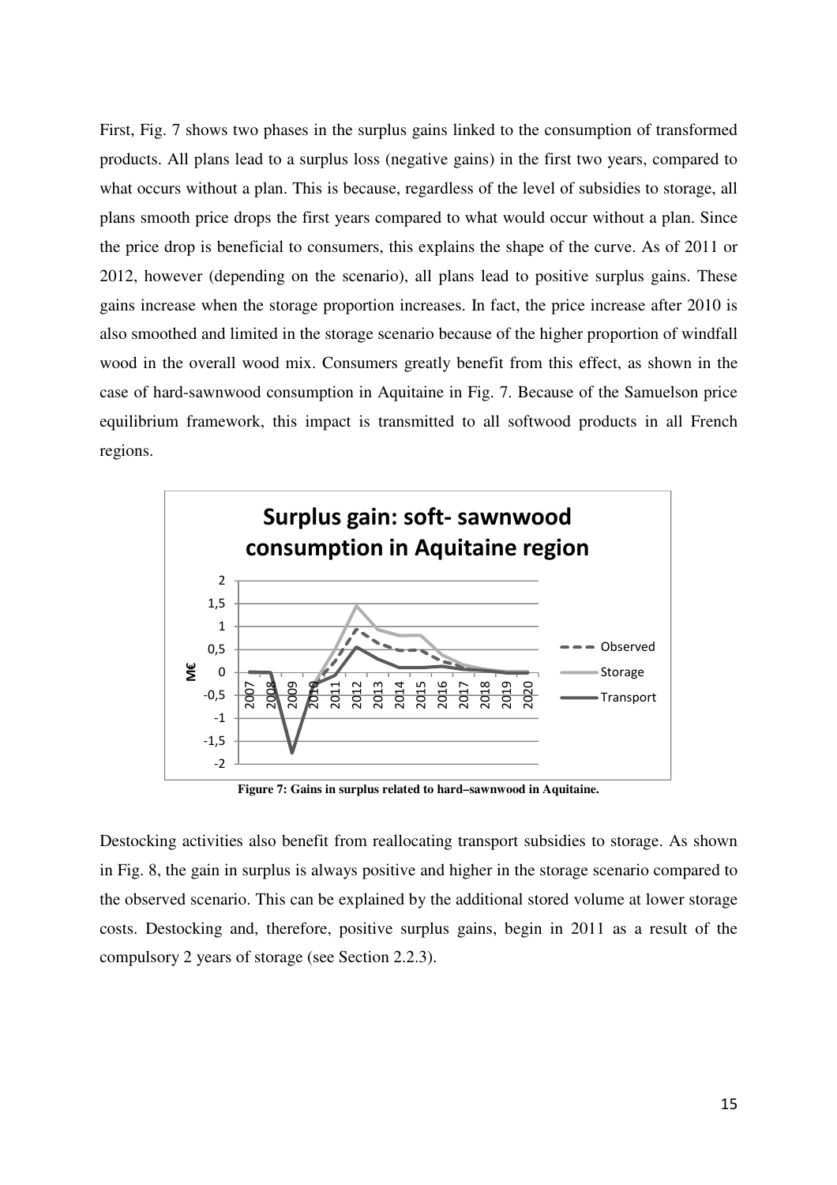First, Fig. 7 shows two phases in the surplus gains linked to the consumption of transformed products. All plans lead to a surplus loss (negative gains) in the first two years, compared to what occurs without a plan. This is because, regardless of the level of subsidies to storage, all plans smooth price drops the first years compared to what would occur without a plan. Since the price drop is beneficial to consumers, this explains the shape of the curve. As of 2011 or 2012, however (depending on the scenario), all plans lead to positive surplus gains. These gains increase when the storage proportion increases. In fact, the price increase after 2010 is also smoothed and limited in the storage scenario because of the higher proportion of windfall wood in the overall wood mix. Consumers greatly benefit from this effect, as shown in the case of hard-sawnwood consumption in Aquitaine in Fig. 7. Because of the Samuelson price equilibrium framework, this impact is transmitted to all softwood products in all French regions.

**Figure 7: Gains in surplus related to hard–sawnwood in Aquitaine.**

Destocking activities also benefit from reallocating transport subsidies to storage. As shown in Fig. 8, the gain in surplus is always positive and higher in the storage scenario compared to the observed scenario. This can be explained by the additional stored volume at lower storage costs. Destocking and, therefore, positive surplus gains, begin in 2011 as a result of the compulsory 2 years of storage (see Section 2.2.3).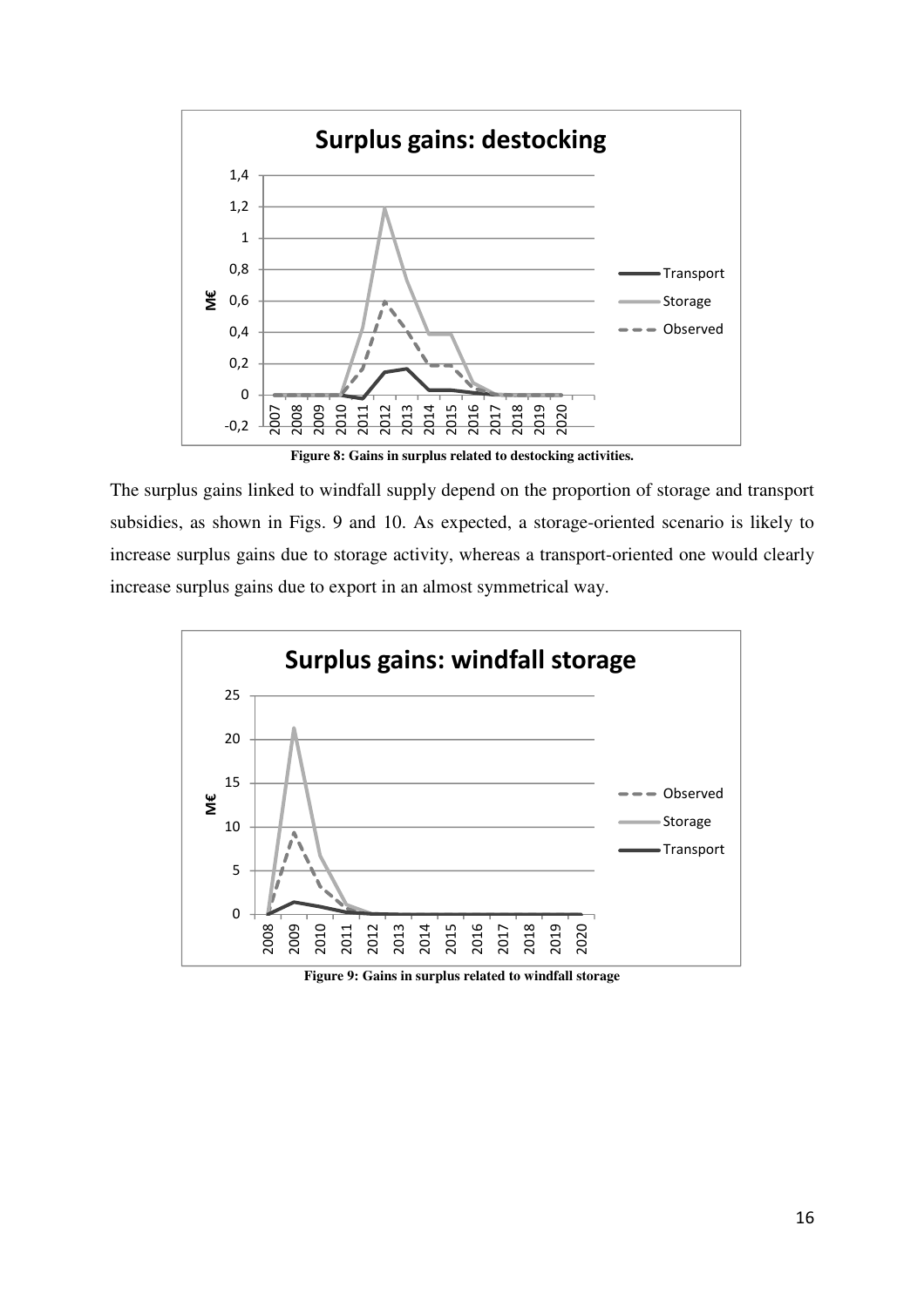Figure 8: Gains in surplus related to destocking activities.

The surplus gains linked to windfall supply depend on the proportion of storage and transport subsidies, as shown in Figs. 9 and 10. As expected, a storage-oriented scenario is likely to increase surplus gains due to storage activity, whereas a transport-oriented one would clearly increase surplus gains due to export in an almost symmetrical way.

Figure 9: Gains in surplus related to windfall storage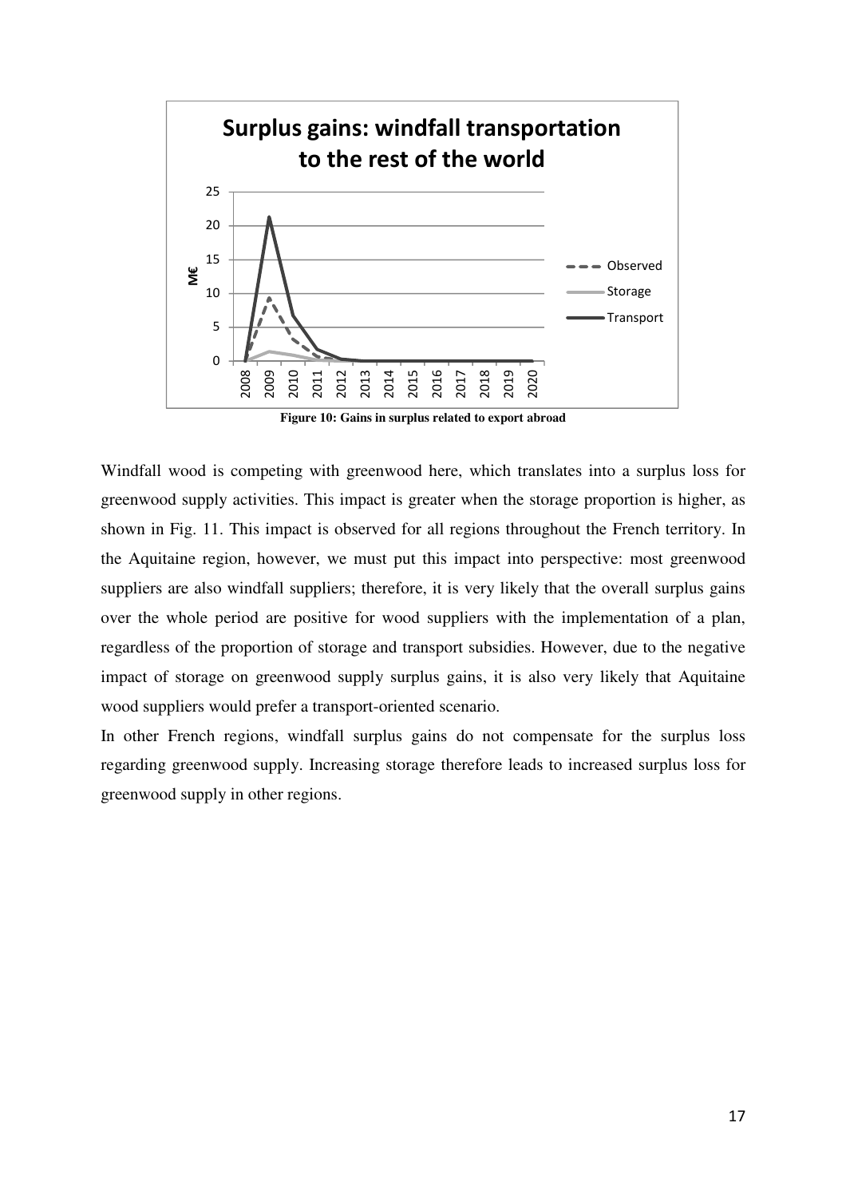Figure 10: Gains in surplus related to export abroad

Windfall wood is competing with greenwood here, which translates into a surplus loss for greenwood supply activities. This impact is greater when the storage proportion is higher, as shown in Fig. 11. This impact is observed for all regions throughout the French territory. In the Aquitaine region, however, we must put this impact into perspective: most greenwood suppliers are also windfall suppliers; therefore, it is very likely that the overall surplus gains over the whole period are positive for wood suppliers with the implementation of a plan, regardless of the proportion of storage and transport subsidies. However, due to the negative impact of storage on greenwood supply surplus gains, it is also very likely that Aquitaine wood suppliers would prefer a transport-oriented scenario.

In other French regions, windfall surplus gains do not compensate for the surplus loss regarding greenwood supply. Increasing storage therefore leads to increased surplus loss for greenwood supply in other regions.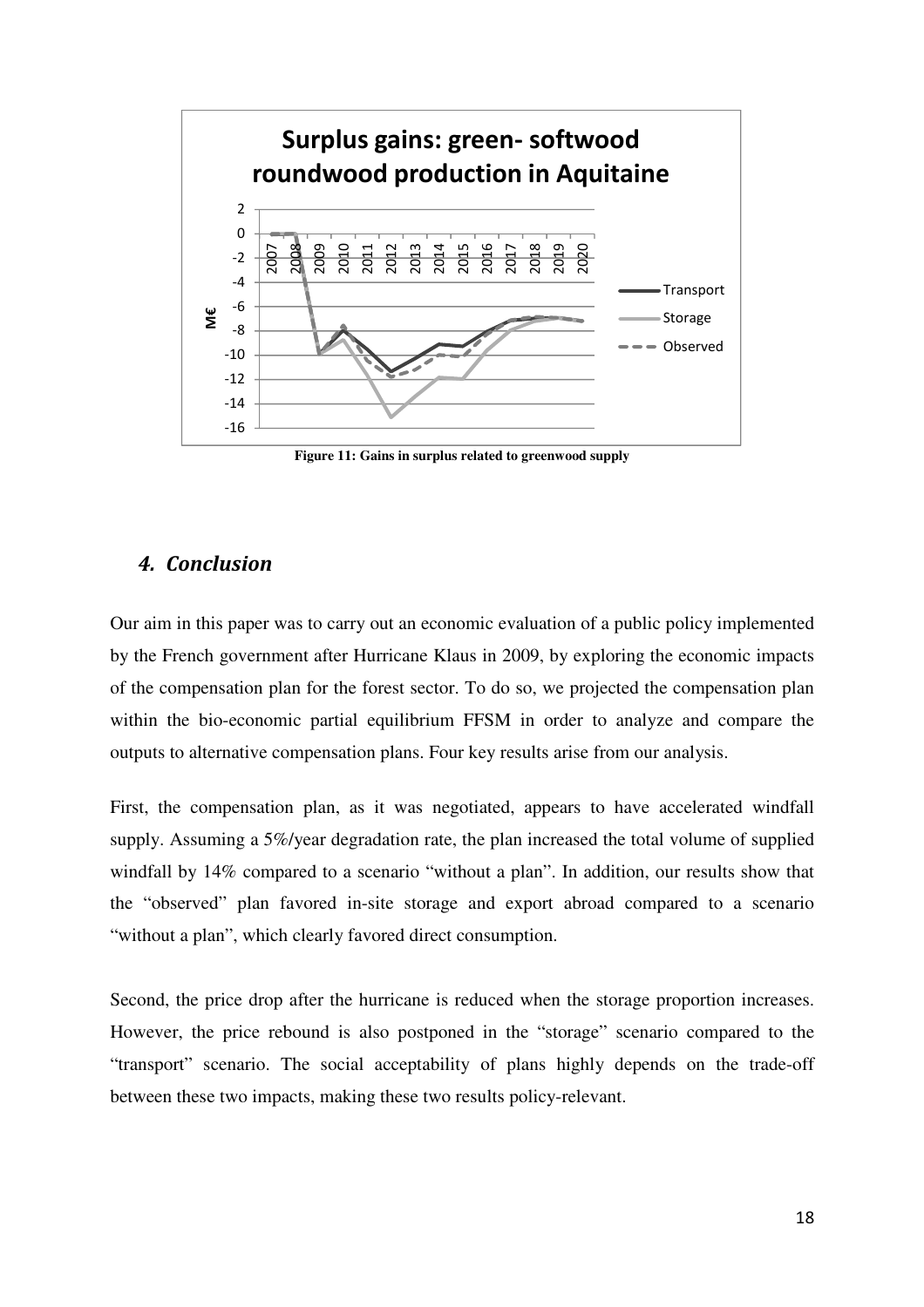Figure 11: Gains in surplus related to greenwood supply

## 4. Conclusion

Our aim in this paper was to carry out an economic evaluation of a public policy implemented by the French government after Hurricane Klaus in 2009, by exploring the economic impacts of the compensation plan for the forest sector. To do so, we projected the compensation plan within the bio-economic partial equilibrium FFSM in order to analyze and compare the outputs to alternative compensation plans. Four key results arise from our analysis.

First, the compensation plan, as it was negotiated, appears to have accelerated windfall supply. Assuming a 5%/year degradation rate, the plan increased the total volume of supplied windfall by 14% compared to a scenario "without a plan". In addition, our results show that the "observed" plan favored in-site storage and export abroad compared to a scenario "without a plan", which clearly favored direct consumption.

Second, the price drop after the hurricane is reduced when the storage proportion increases. However, the price rebound is also postponed in the "storage" scenario compared to the "transport" scenario. The social acceptability of plans highly depends on the trade-off between these two impacts, making these two results policy-relevant.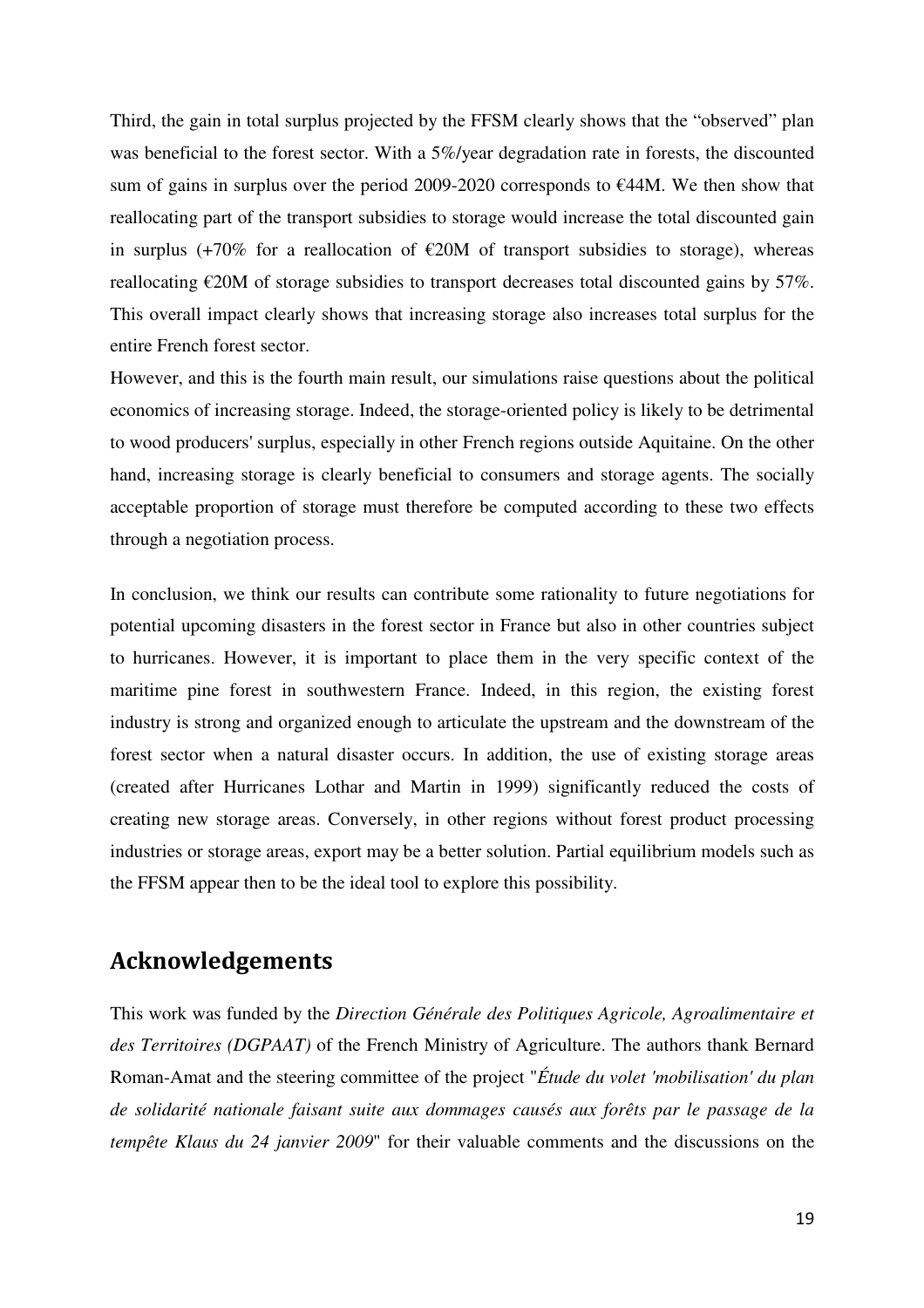Third, the gain in total surplus projected by the FFSM clearly shows that the "observed" plan was beneficial to the forest sector. With a 5%/year degradation rate in forests, the discounted sum of gains in surplus over the period 2009-2020 corresponds to €44M. We then show that reallocating part of the transport subsidies to storage would increase the total discounted gain in surplus (+70% for a reallocation of €20M of transport subsidies to storage), whereas reallocating €20M of storage subsidies to transport decreases total discounted gains by 57%. This overall impact clearly shows that increasing storage also increases total surplus for the entire French forest sector.

However, and this is the fourth main result, our simulations raise questions about the political economics of increasing storage. Indeed, the storage-oriented policy is likely to be detrimental to wood producers' surplus, especially in other French regions outside Aquitaine. On the other hand, increasing storage is clearly beneficial to consumers and storage agents. The socially acceptable proportion of storage must therefore be computed according to these two effects through a negotiation process.

In conclusion, we think our results can contribute some rationality to future negotiations for potential upcoming disasters in the forest sector in France but also in other countries subject to hurricanes. However, it is important to place them in the very specific context of the maritime pine forest in southwestern France. Indeed, in this region, the existing forest industry is strong and organized enough to articulate the upstream and the downstream of the forest sector when a natural disaster occurs. In addition, the use of existing storage areas (created after Hurricanes Lothar and Martin in 1999) significantly reduced the costs of creating new storage areas. Conversely, in other regions without forest product processing industries or storage areas, export may be a better solution. Partial equilibrium models such as the FFSM appear then to be the ideal tool to explore this possibility.

## Acknowledgements

This work was funded by the *Direction Générale des Politiques Agricole, Agroalimentaire et des Territoires (DGPAAT)* of the French Ministry of Agriculture. The authors thank Bernard Roman-Amat and the steering committee of the project "*Étude du volet 'mobilisation' du plan de solidarité nationale faisant suite aux dommages causés aux forêts par le passage de la tempête Klaus du 24 janvier 2009*" for their valuable comments and the discussions on the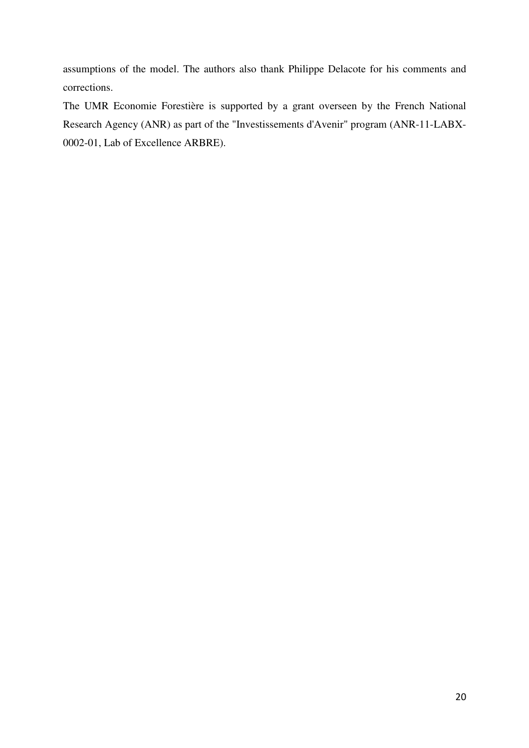assumptions of the model. The authors also thank Philippe Delacote for his comments and corrections.

The UMR Economie Forestière is supported by a grant overseen by the French National Research Agency (ANR) as part of the "Investissements d'Avenir" program (ANR-11-LABX-0002-01, Lab of Excellence ARBRE).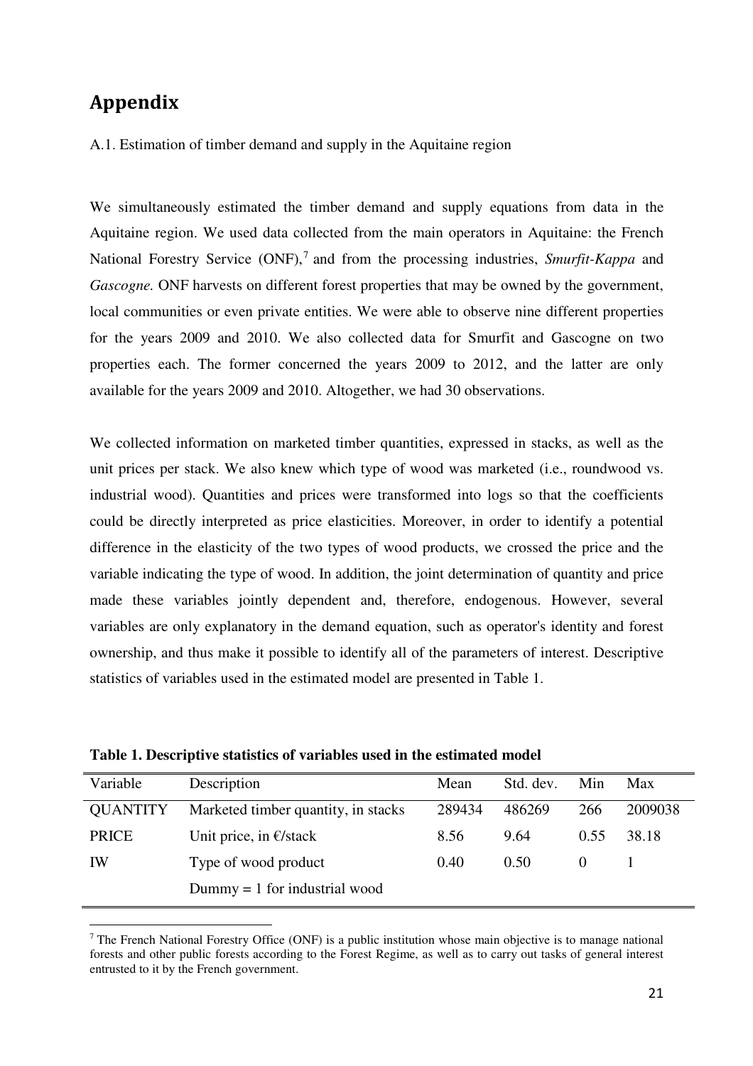# Appendix

A.1. Estimation of timber demand and supply in the Aquitaine region

We simultaneously estimated the timber demand and supply equations from data in the Aquitaine region. We used data collected from the main operators in Aquitaine: the French National Forestry Service (ONF),[7] and from the processing industries, *Smurfit-Kappa* and *Gascogne.* ONF harvests on different forest properties that may be owned by the government, local communities or even private entities. We were able to observe nine different properties for the years 2009 and 2010. We also collected data for Smurfit and Gascogne on two properties each. The former concerned the years 2009 to 2012, and the latter are only available for the years 2009 and 2010. Altogether, we had 30 observations.

We collected information on marketed timber quantities, expressed in stacks, as well as the unit prices per stack. We also knew which type of wood was marketed (i.e., roundwood vs. industrial wood). Quantities and prices were transformed into logs so that the coefficients could be directly interpreted as price elasticities. Moreover, in order to identify a potential difference in the elasticity of the two types of wood products, we crossed the price and the variable indicating the type of wood. In addition, the joint determination of quantity and price made these variables jointly dependent and, therefore, endogenous. However, several variables are only explanatory in the demand equation, such as operator's identity and forest ownership, and thus make it possible to identify all of the parameters of interest. Descriptive statistics of variables used in the estimated model are presented in Table 1.

**Table 1. Descriptive statistics of variables used in the estimated model**

| Variable | Description | Mean | Std. dev. | Min | Max |
|---|---|---|---|---|---|
| QUANTITY | Marketed timber quantity, in stacks | 289434 | 486269 | 266 | 2009038 |
| PRICE | Unit price, in €/stack | 8.56 | 9.64 | 0.55 | 38.18 |
| IW | Type of wood product<br>Dummy = 1 for industrial wood | 0.40 | 0.50 | 0 | 1 |

[7] The French National Forestry Office (ONF) is a public institution whose main objective is to manage national forests and other public forests according to the Forest Regime, as well as to carry out tasks of general interest entrusted to it by the French government.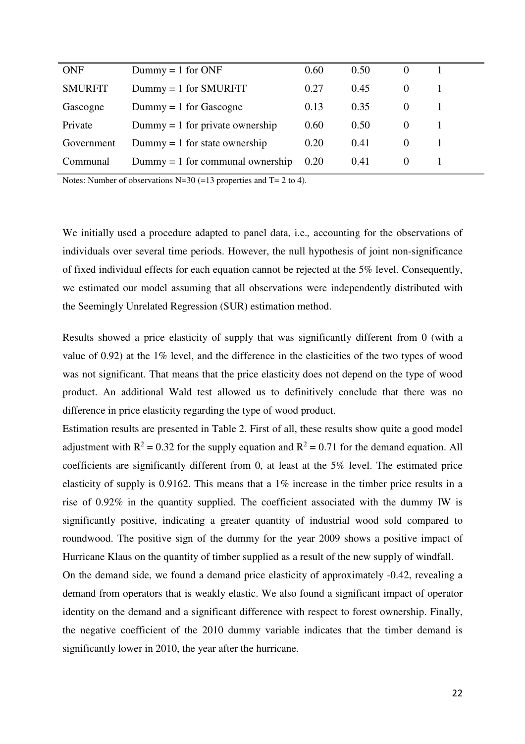| | | | | | |
|---|---|---|---|---|---|
| ONF | Dummy = 1 for ONF | 0.60 | 0.50 | 0 | 1 |
| SMURFIT | Dummy = 1 for SMURFIT | 0.27 | 0.45 | 0 | 1 |
| Gascogne | Dummy = 1 for Gascogne | 0.13 | 0.35 | 0 | 1 |
| Private | Dummy = 1 for private ownership | 0.60 | 0.50 | 0 | 1 |
| Government | Dummy = 1 for state ownership | 0.20 | 0.41 | 0 | 1 |
| Communal | Dummy = 1 for communal ownership | 0.20 | 0.41 | 0 | 1 |

Notes: Number of observations N=30 (=13 properties and T= 2 to 4).

We initially used a procedure adapted to panel data, i.e., accounting for the observations of individuals over several time periods. However, the null hypothesis of joint non-significance of fixed individual effects for each equation cannot be rejected at the 5% level. Consequently, we estimated our model assuming that all observations were independently distributed with the Seemingly Unrelated Regression (SUR) estimation method.

Results showed a price elasticity of supply that was significantly different from 0 (with a value of 0.92) at the 1% level, and the difference in the elasticities of the two types of wood was not significant. That means that the price elasticity does not depend on the type of wood product. An additional Wald test allowed us to definitively conclude that there was no difference in price elasticity regarding the type of wood product.

Estimation results are presented in Table 2. First of all, these results show quite a good model adjustment with $R^2 = 0.32$ for the supply equation and $R^2 = 0.71$ for the demand equation. All coefficients are significantly different from 0, at least at the 5% level. The estimated price elasticity of supply is 0.9162. This means that a 1% increase in the timber price results in a rise of 0.92% in the quantity supplied. The coefficient associated with the dummy IW is significantly positive, indicating a greater quantity of industrial wood sold compared to roundwood. The positive sign of the dummy for the year 2009 shows a positive impact of Hurricane Klaus on the quantity of timber supplied as a result of the new supply of windfall.

On the demand side, we found a demand price elasticity of approximately -0.42, revealing a demand from operators that is weakly elastic. We also found a significant impact of operator identity on the demand and a significant difference with respect to forest ownership. Finally, the negative coefficient of the 2010 dummy variable indicates that the timber demand is significantly lower in 2010, the year after the hurricane.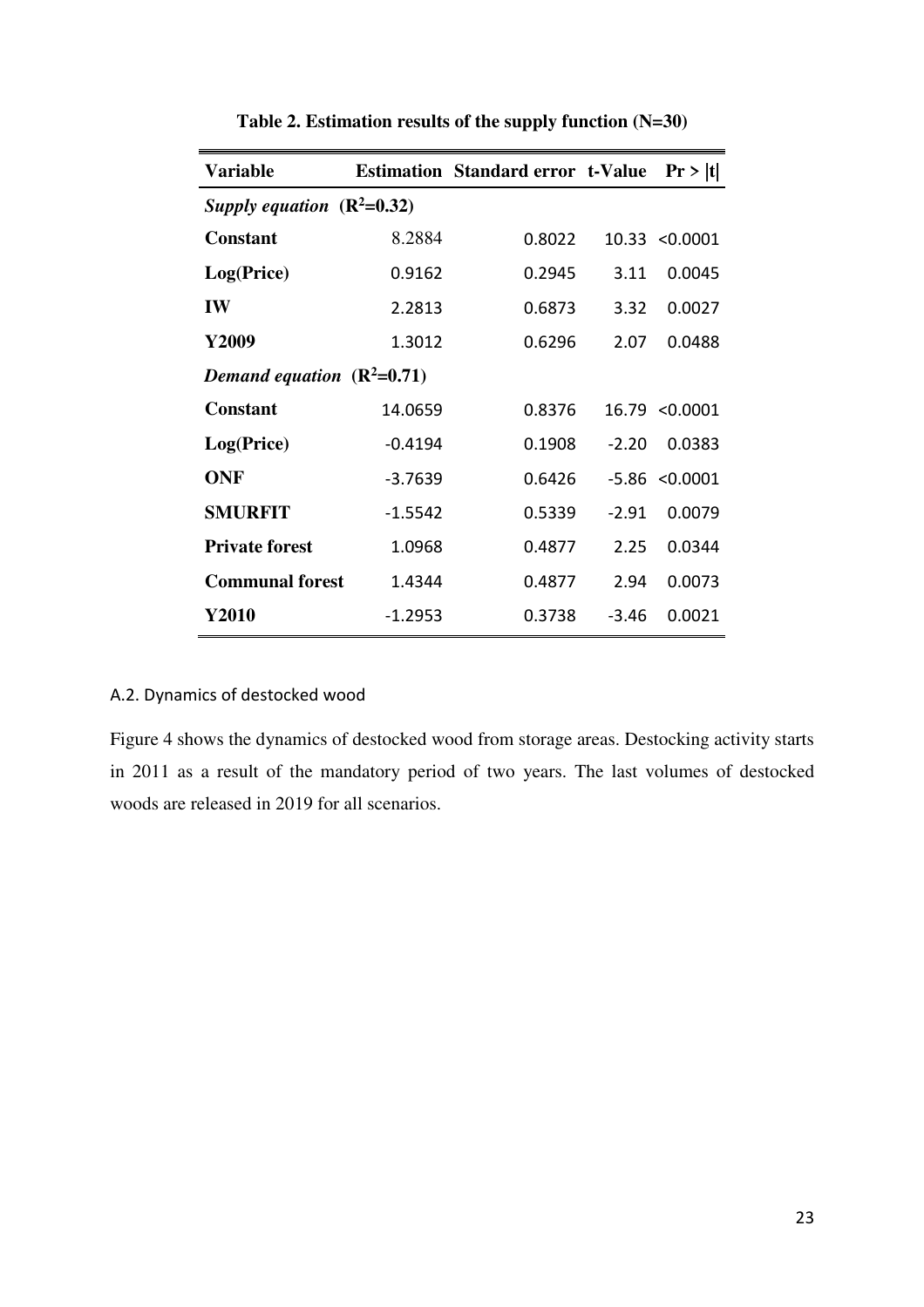**Table 2. Estimation results of the supply function (N=30)**

| Variable | Estimation | Standard error | t-Value | Pr > \|t\| |
|---|---|---|---|---|
| ***Supply equation* ($R^2$=0.32)** | | | | |
| **Constant** | 8.2884 | 0.8022 | 10.33 | <0.0001 |
| **Log(Price)** | 0.9162 | 0.2945 | 3.11 | 0.0045 |
| **IW** | 2.2813 | 0.6873 | 3.32 | 0.0027 |
| **Y2009** | 1.3012 | 0.6296 | 2.07 | 0.0488 |
| ***Demand equation* ($R^2$=0.71)** | | | | |
| **Constant** | 14.0659 | 0.8376 | 16.79 | <0.0001 |
| **Log(Price)** | -0.4194 | 0.1908 | -2.20 | 0.0383 |
| **ONF** | -3.7639 | 0.6426 | -5.86 | <0.0001 |
| **SMURFIT** | -1.5542 | 0.5339 | -2.91 | 0.0079 |
| **Private forest** | 1.0968 | 0.4877 | 2.25 | 0.0344 |
| **Communal forest** | 1.4344 | 0.4877 | 2.94 | 0.0073 |
| **Y2010** | -1.2953 | 0.3738 | -3.46 | 0.0021 |

### A.2. Dynamics of destocked wood

Figure 4 shows the dynamics of destocked wood from storage areas. Destocking activity starts in 2011 as a result of the mandatory period of two years. The last volumes of destocked woods are released in 2019 for all scenarios.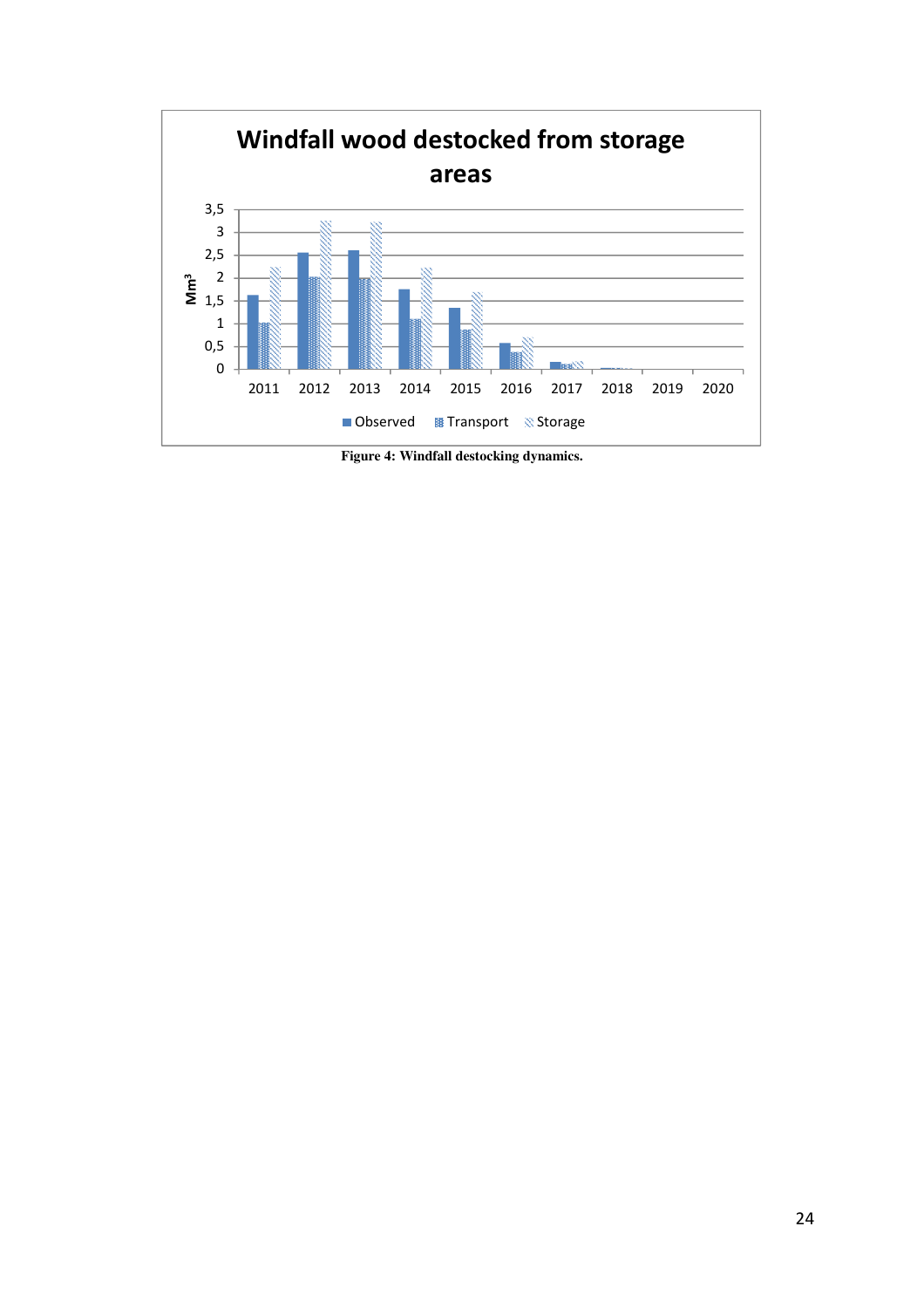Figure 4: Windfall destocking dynamics.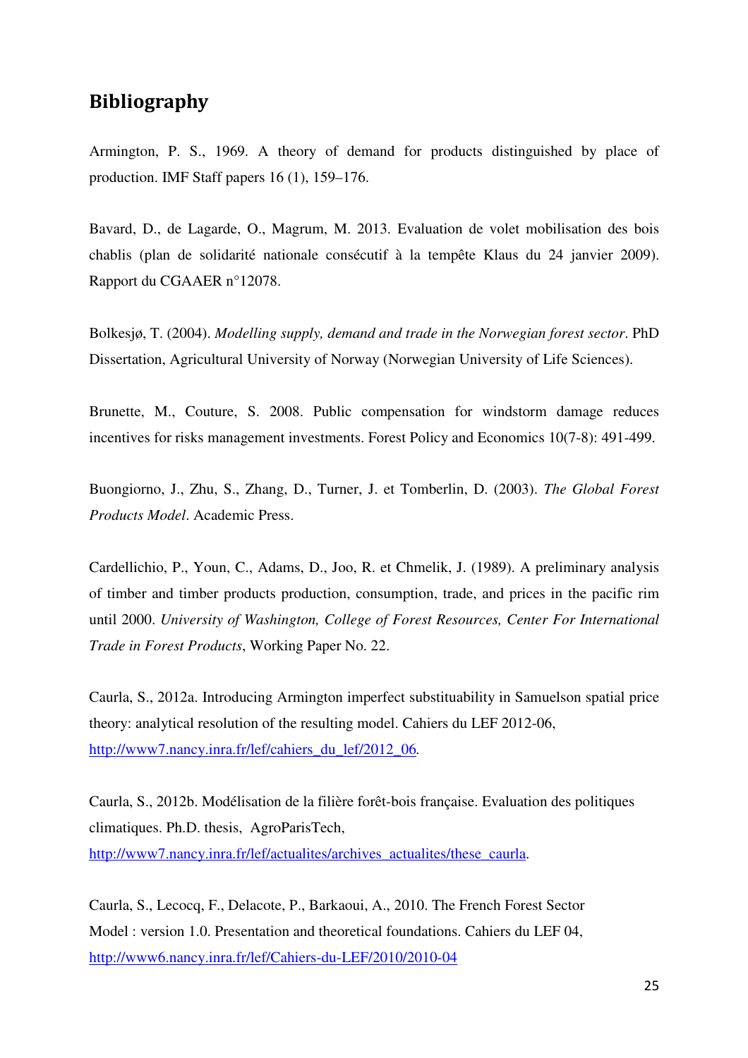## Bibliography

Armington, P. S., 1969. A theory of demand for products distinguished by place of production. IMF Staff papers 16 (1), 159–176.

Bavard, D., de Lagarde, O., Magrum, M. 2013. Evaluation de volet mobilisation des bois chablis (plan de solidarité nationale consécutif à la tempête Klaus du 24 janvier 2009). Rapport du CGAAER n°12078.

Bolkesjø, T. (2004). *Modelling supply, demand and trade in the Norwegian forest sector*. PhD Dissertation, Agricultural University of Norway (Norwegian University of Life Sciences).

Brunette, M., Couture, S. 2008. Public compensation for windstorm damage reduces incentives for risks management investments. Forest Policy and Economics 10(7-8): 491-499.

Buongiorno, J., Zhu, S., Zhang, D., Turner, J. et Tomberlin, D. (2003). *The Global Forest Products Model*. Academic Press.

Cardellichio, P., Youn, C., Adams, D., Joo, R. et Chmelik, J. (1989). A preliminary analysis of timber and timber products production, consumption, trade, and prices in the pacific rim until 2000. *University of Washington, College of Forest Resources, Center For International Trade in Forest Products*, Working Paper No. 22.

Caurla, S., 2012a. Introducing Armington imperfect substituability in Samuelson spatial price theory: analytical resolution of the resulting model. Cahiers du LEF 2012-06, http://www7.nancy.inra.fr/lef/cahiers_du_lef/2012_06.

Caurla, S., 2012b. Modélisation de la filière forêt-bois française. Evaluation des politiques climatiques. Ph.D. thesis, AgroParisTech, http://www7.nancy.inra.fr/lef/actualites/archives_actualites/these_caurla.

Caurla, S., Lecocq, F., Delacote, P., Barkaoui, A., 2010. The French Forest Sector Model : version 1.0. Presentation and theoretical foundations. Cahiers du LEF 04, http://www6.nancy.inra.fr/lef/Cahiers-du-LEF/2010/2010-04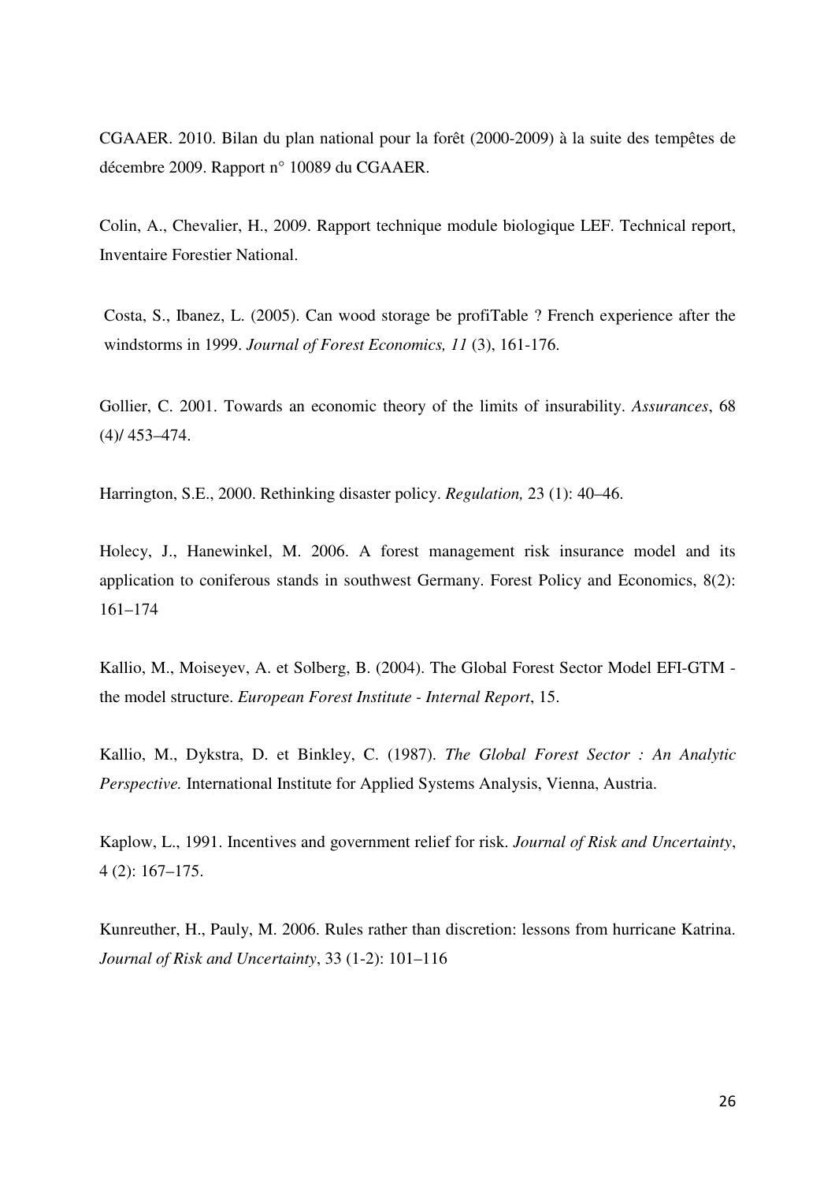CGAAER. 2010. Bilan du plan national pour la forêt (2000-2009) à la suite des tempêtes de décembre 2009. Rapport n° 10089 du CGAAER.

Colin, A., Chevalier, H., 2009. Rapport technique module biologique LEF. Technical report, Inventaire Forestier National.

Costa, S., Ibanez, L. (2005). Can wood storage be profiTable ? French experience after the windstorms in 1999. *Journal of Forest Economics, 11* (3), 161-176.

Gollier, C. 2001. Towards an economic theory of the limits of insurability. *Assurances*, 68 (4)/ 453–474.

Harrington, S.E., 2000. Rethinking disaster policy. *Regulation,* 23 (1): 40–46.

Holecy, J., Hanewinkel, M. 2006. A forest management risk insurance model and its application to coniferous stands in southwest Germany. Forest Policy and Economics, 8(2): 161–174

Kallio, M., Moiseyev, A. et Solberg, B. (2004). The Global Forest Sector Model EFI-GTM - the model structure. *European Forest Institute - Internal Report*, 15.

Kallio, M., Dykstra, D. et Binkley, C. (1987). *The Global Forest Sector : An Analytic Perspective.* International Institute for Applied Systems Analysis, Vienna, Austria.

Kaplow, L., 1991. Incentives and government relief for risk. *Journal of Risk and Uncertainty*, 4 (2): 167–175.

Kunreuther, H., Pauly, M. 2006. Rules rather than discretion: lessons from hurricane Katrina. *Journal of Risk and Uncertainty*, 33 (1-2): 101–116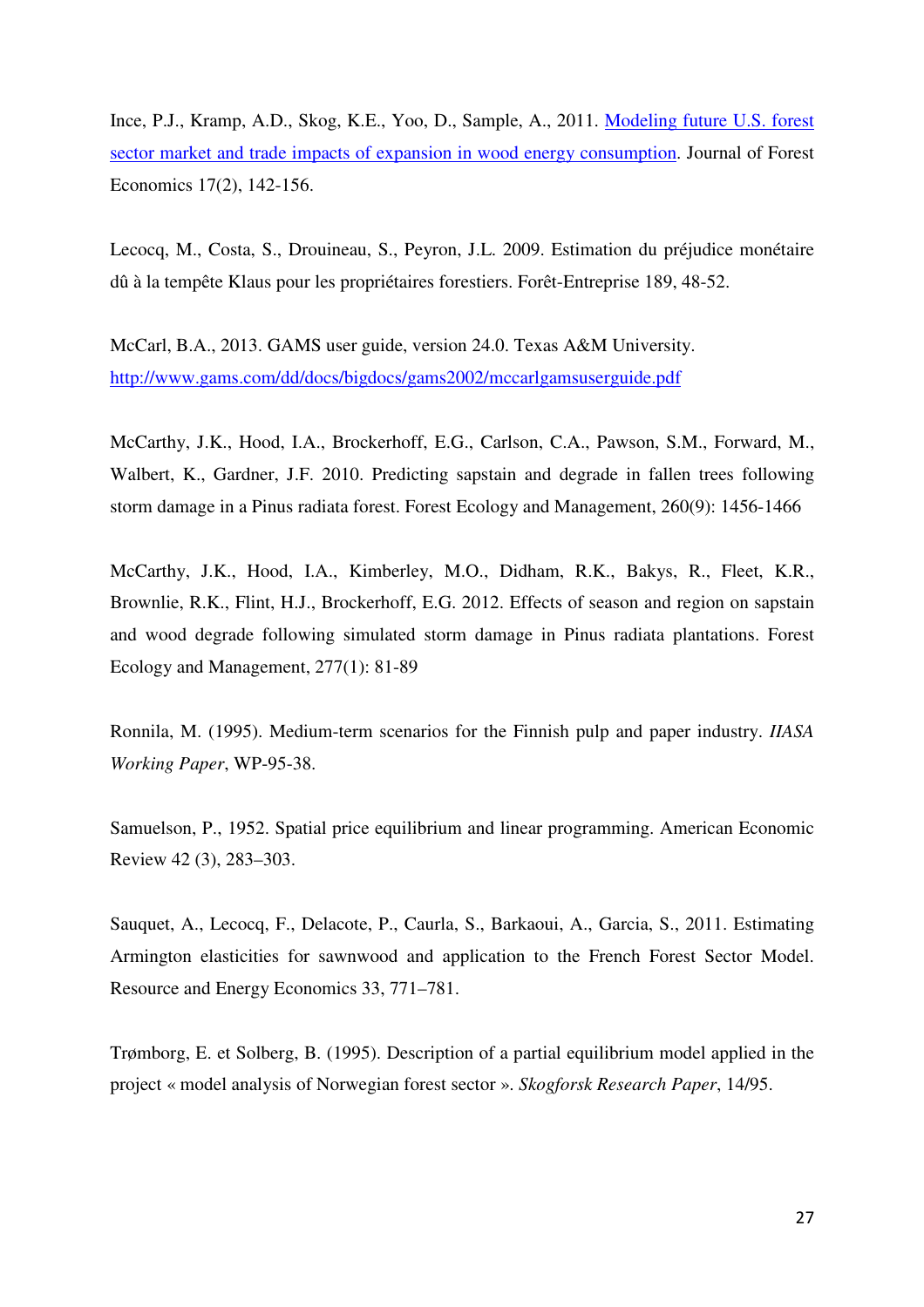Ince, P.J., Kramp, A.D., Skog, K.E., Yoo, D., Sample, A., 2011. Modeling future U.S. forest sector market and trade impacts of expansion in wood energy consumption. Journal of Forest Economics 17(2), 142-156.

Lecocq, M., Costa, S., Drouineau, S., Peyron, J.L. 2009. Estimation du préjudice monétaire dû à la tempête Klaus pour les propriétaires forestiers. Forêt-Entreprise 189, 48-52.

McCarl, B.A., 2013. GAMS user guide, version 24.0. Texas A&M University. http://www.gams.com/dd/docs/bigdocs/gams2002/mccarlgamsuserguide.pdf

McCarthy, J.K., Hood, I.A., Brockerhoff, E.G., Carlson, C.A., Pawson, S.M., Forward, M., Walbert, K., Gardner, J.F. 2010. Predicting sapstain and degrade in fallen trees following storm damage in a Pinus radiata forest. Forest Ecology and Management, 260(9): 1456-1466

McCarthy, J.K., Hood, I.A., Kimberley, M.O., Didham, R.K., Bakys, R., Fleet, K.R., Brownlie, R.K., Flint, H.J., Brockerhoff, E.G. 2012. Effects of season and region on sapstain and wood degrade following simulated storm damage in Pinus radiata plantations. Forest Ecology and Management, 277(1): 81-89

Ronnila, M. (1995). Medium-term scenarios for the Finnish pulp and paper industry. *IIASA Working Paper*, WP-95-38.

Samuelson, P., 1952. Spatial price equilibrium and linear programming. American Economic Review 42 (3), 283–303.

Sauquet, A., Lecocq, F., Delacote, P., Caurla, S., Barkaoui, A., Garcia, S., 2011. Estimating Armington elasticities for sawnwood and application to the French Forest Sector Model. Resource and Energy Economics 33, 771–781.

Trømborg, E. et Solberg, B. (1995). Description of a partial equilibrium model applied in the project « model analysis of Norwegian forest sector ». *Skogforsk Research Paper*, 14/95.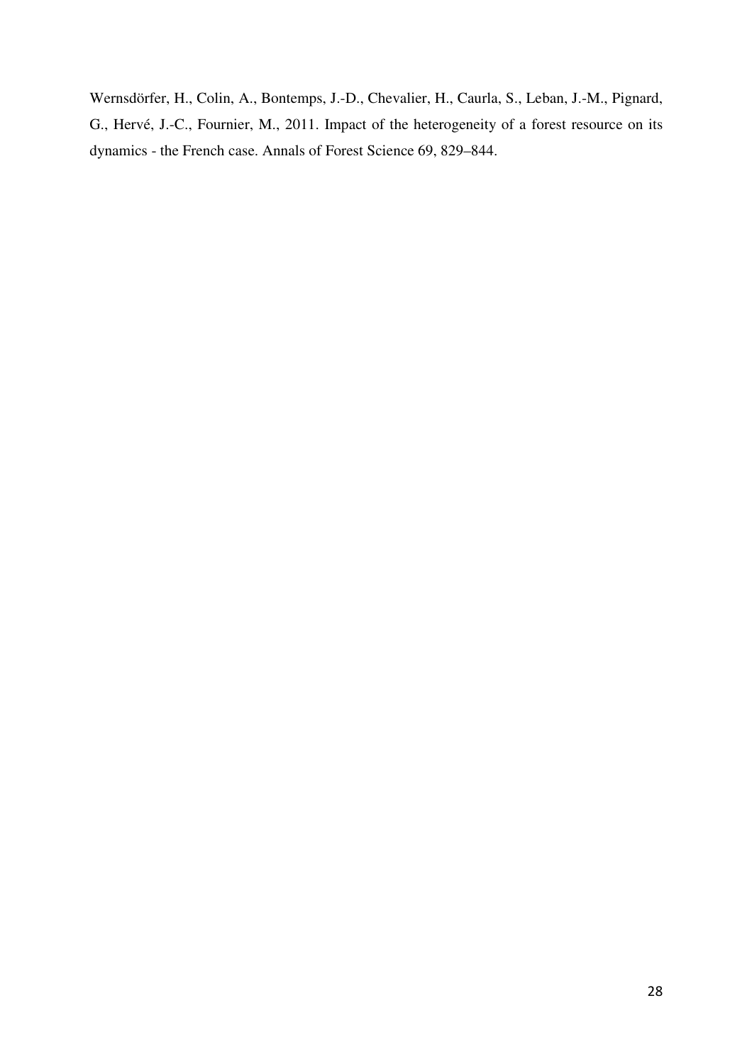Wernsdörfer, H., Colin, A., Bontemps, J.-D., Chevalier, H., Caurla, S., Leban, J.-M., Pignard, G., Hervé, J.-C., Fournier, M., 2011. Impact of the heterogeneity of a forest resource on its dynamics - the French case. Annals of Forest Science 69, 829–844.